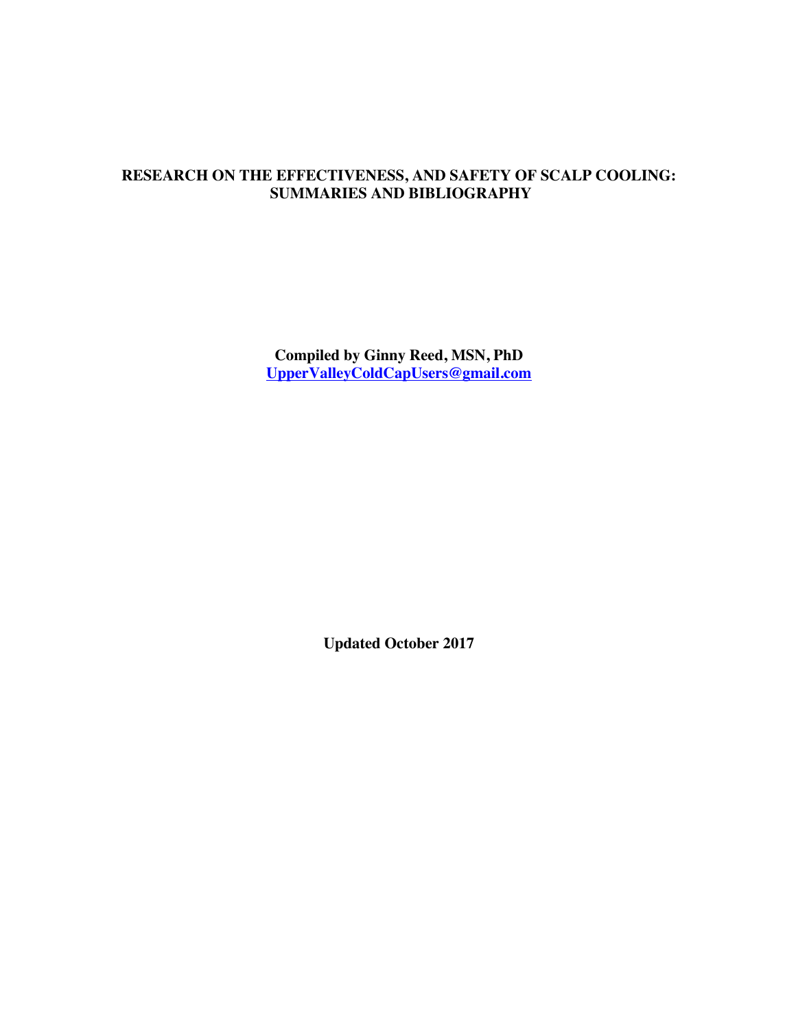# RESEARCH ON THE EFFECTIVENESS, AND SAFETY OF SCALP COOLING: SUMMARIES AND BIBLIOGRAPHY

**Compiled by Ginny Reed, MSN, PhD**
**UpperValleyColdCapUsers@gmail.com**

**Updated October 2017**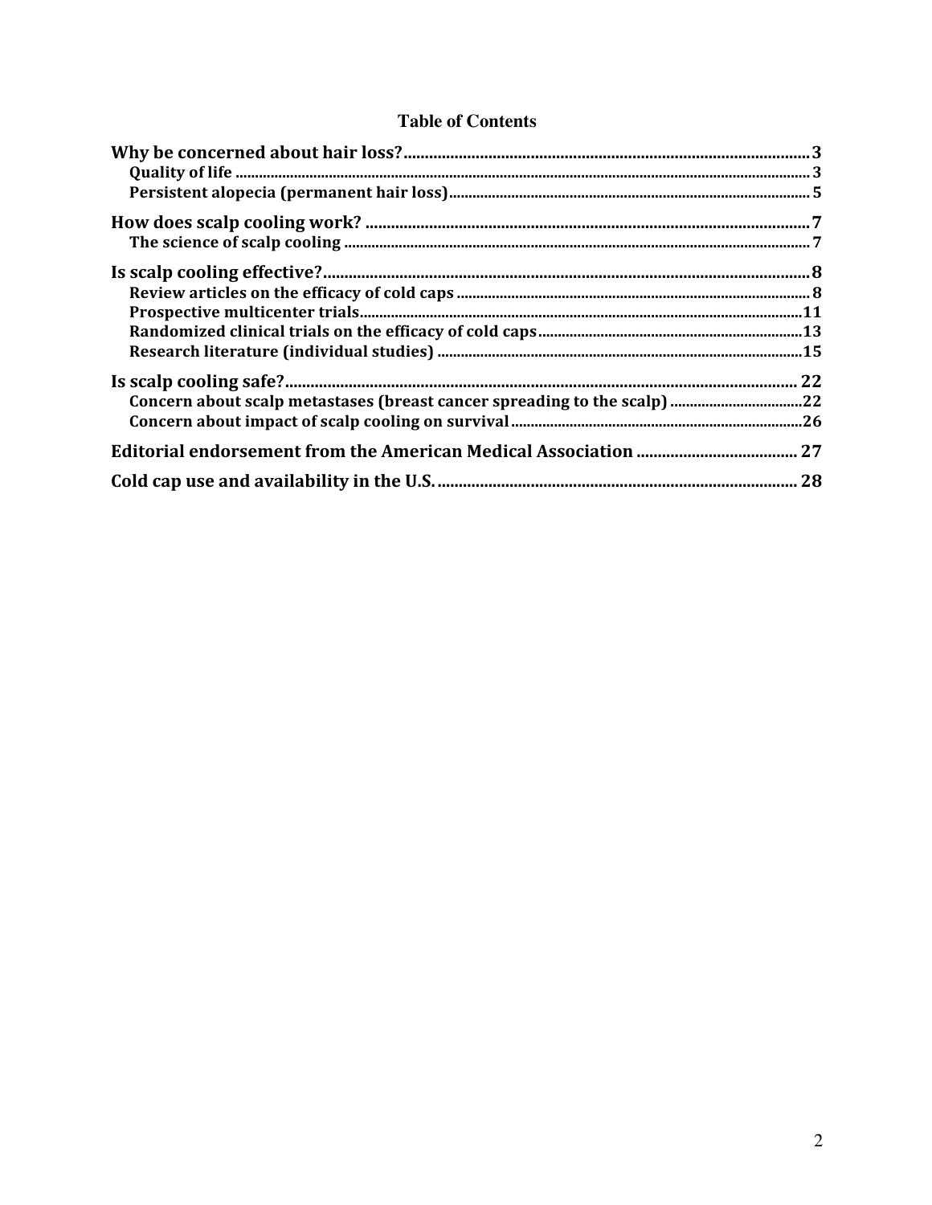# Table of Contents

- **Why be concerned about hair loss?** ... 3
  - Quality of life ... 3
  - Persistent alopecia (permanent hair loss) ... 5
- **How does scalp cooling work?** ... 7
  - The science of scalp cooling ... 7
- **Is scalp cooling effective?** ... 8
  - Review articles on the efficacy of cold caps ... 8
  - Prospective multicenter trials ... 11
  - Randomized clinical trials on the efficacy of cold caps ... 13
  - Research literature (individual studies) ... 15
- **Is scalp cooling safe?** ... 22
  - Concern about scalp metastases (breast cancer spreading to the scalp) ... 22
  - Concern about impact of scalp cooling on survival ... 26
- **Editorial endorsement from the American Medical Association** ... 27
- **Cold cap use and availability in the U.S.** ... 28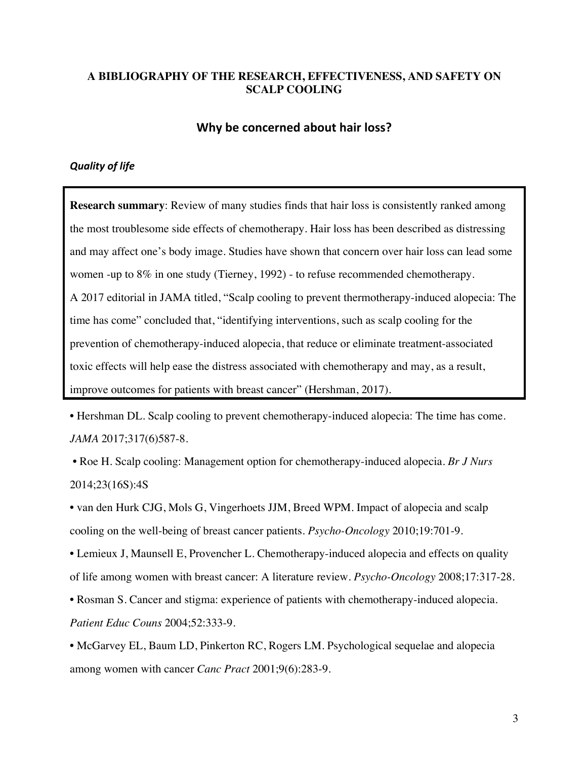**A BIBLIOGRAPHY OF THE RESEARCH, EFFECTIVENESS, AND SAFETY ON SCALP COOLING**

## Why be concerned about hair loss?

### *Quality of life*

**Research summary**: Review of many studies finds that hair loss is consistently ranked among the most troublesome side effects of chemotherapy. Hair loss has been described as distressing and may affect one's body image. Studies have shown that concern over hair loss can lead some women -up to 8% in one study (Tierney, 1992) - to refuse recommended chemotherapy. A 2017 editorial in JAMA titled, "Scalp cooling to prevent thermotherapy-induced alopecia: The time has come" concluded that, "identifying interventions, such as scalp cooling for the prevention of chemotherapy-induced alopecia, that reduce or eliminate treatment-associated toxic effects will help ease the distress associated with chemotherapy and may, as a result, improve outcomes for patients with breast cancer" (Hershman, 2017).

- Hershman DL. Scalp cooling to prevent chemotherapy-induced alopecia: The time has come. *JAMA* 2017;317(6)587-8.
- Roe H. Scalp cooling: Management option for chemotherapy-induced alopecia. *Br J Nurs* 2014;23(16S):4S
- van den Hurk CJG, Mols G, Vingerhoets JJM, Breed WPM. Impact of alopecia and scalp cooling on the well-being of breast cancer patients. *Psycho-Oncology* 2010;19:701-9.
- Lemieux J, Maunsell E, Provencher L. Chemotherapy-induced alopecia and effects on quality of life among women with breast cancer: A literature review. *Psycho-Oncology* 2008;17:317-28.
- Rosman S. Cancer and stigma: experience of patients with chemotherapy-induced alopecia. *Patient Educ Couns* 2004;52:333-9.
- McGarvey EL, Baum LD, Pinkerton RC, Rogers LM. Psychological sequelae and alopecia among women with cancer *Canc Pract* 2001;9(6):283-9.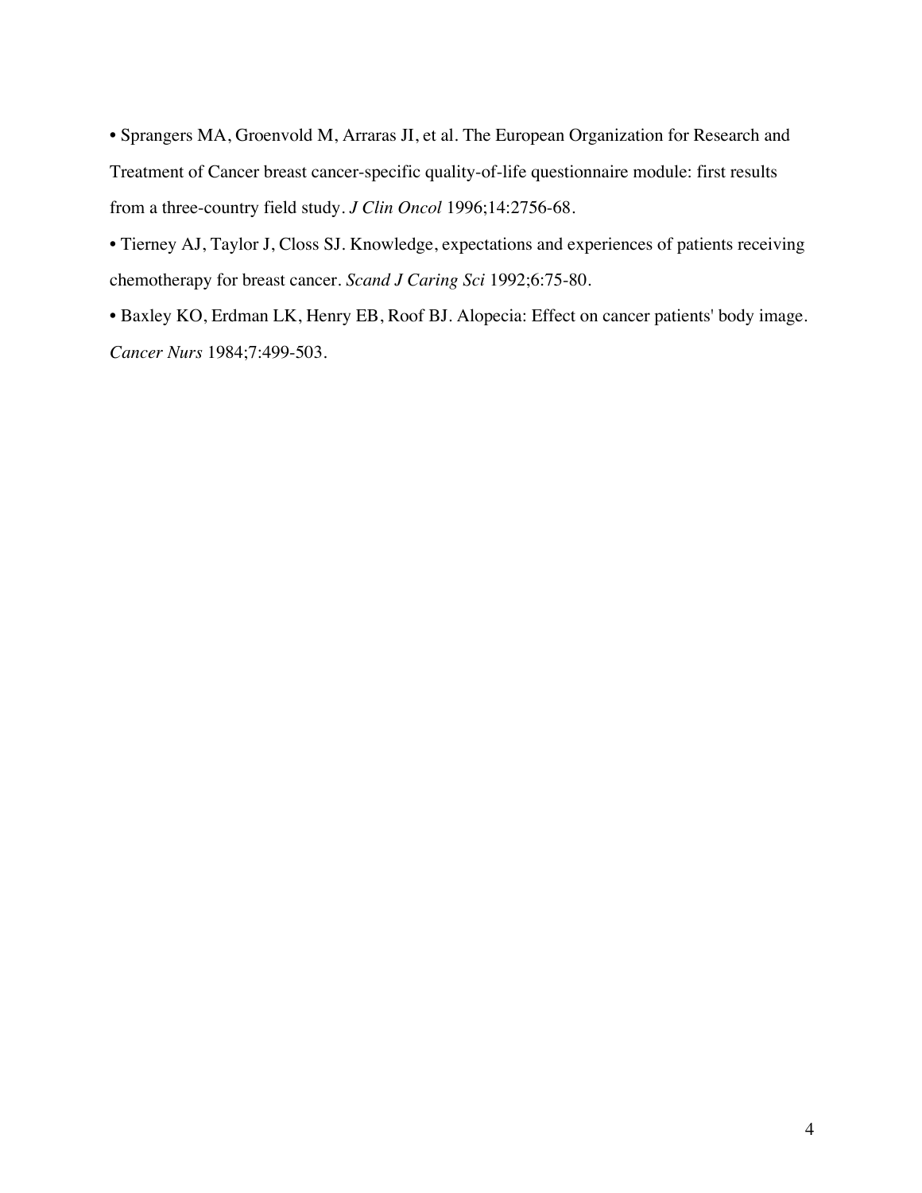- Sprangers MA, Groenvold M, Arraras JI, et al. The European Organization for Research and Treatment of Cancer breast cancer-specific quality-of-life questionnaire module: first results from a three-country field study. *J Clin Oncol* 1996;14:2756-68.
- Tierney AJ, Taylor J, Closs SJ. Knowledge, expectations and experiences of patients receiving chemotherapy for breast cancer. *Scand J Caring Sci* 1992;6:75-80.
- Baxley KO, Erdman LK, Henry EB, Roof BJ. Alopecia: Effect on cancer patients' body image. *Cancer Nurs* 1984;7:499-503.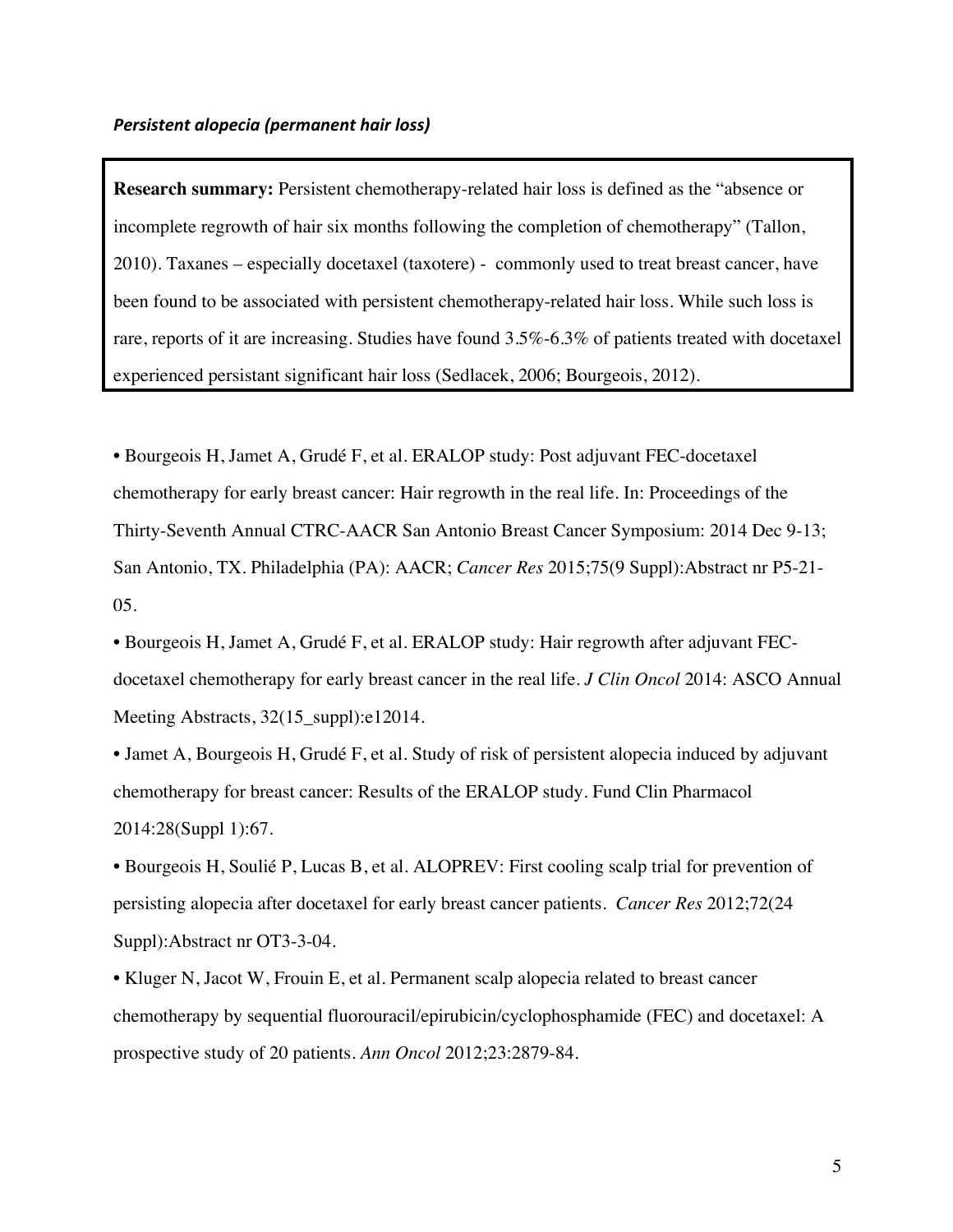***Persistent alopecia (permanent hair loss)***

**Research summary:** Persistent chemotherapy-related hair loss is defined as the "absence or incomplete regrowth of hair six months following the completion of chemotherapy" (Tallon, 2010). Taxanes – especially docetaxel (taxotere) - commonly used to treat breast cancer, have been found to be associated with persistent chemotherapy-related hair loss. While such loss is rare, reports of it are increasing. Studies have found 3.5%-6.3% of patients treated with docetaxel experienced persistant significant hair loss (Sedlacek, 2006; Bourgeois, 2012).

- Bourgeois H, Jamet A, Grudé F, et al. ERALOP study: Post adjuvant FEC-docetaxel chemotherapy for early breast cancer: Hair regrowth in the real life. In: Proceedings of the Thirty-Seventh Annual CTRC-AACR San Antonio Breast Cancer Symposium: 2014 Dec 9-13; San Antonio, TX. Philadelphia (PA): AACR; *Cancer Res* 2015;75(9 Suppl):Abstract nr P5-21-05.
- Bourgeois H, Jamet A, Grudé F, et al. ERALOP study: Hair regrowth after adjuvant FEC-docetaxel chemotherapy for early breast cancer in the real life. *J Clin Oncol* 2014: ASCO Annual Meeting Abstracts, 32(15_suppl):e12014.
- Jamet A, Bourgeois H, Grudé F, et al. Study of risk of persistent alopecia induced by adjuvant chemotherapy for breast cancer: Results of the ERALOP study. Fund Clin Pharmacol 2014:28(Suppl 1):67.
- Bourgeois H, Soulié P, Lucas B, et al. ALOPREV: First cooling scalp trial for prevention of persisting alopecia after docetaxel for early breast cancer patients. *Cancer Res* 2012;72(24 Suppl):Abstract nr OT3-3-04.
- Kluger N, Jacot W, Frouin E, et al. Permanent scalp alopecia related to breast cancer chemotherapy by sequential fluorouracil/epirubicin/cyclophosphamide (FEC) and docetaxel: A prospective study of 20 patients. *Ann Oncol* 2012;23:2879-84.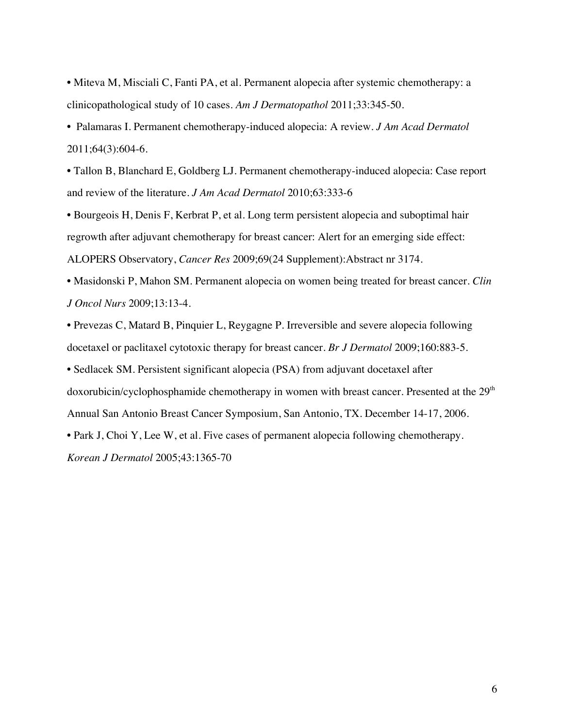- Miteva M, Misciali C, Fanti PA, et al. Permanent alopecia after systemic chemotherapy: a clinicopathological study of 10 cases. *Am J Dermatopathol* 2011;33:345-50.
- Palamaras I. Permanent chemotherapy-induced alopecia: A review. *J Am Acad Dermatol* 2011;64(3):604-6.
- Tallon B, Blanchard E, Goldberg LJ. Permanent chemotherapy-induced alopecia: Case report and review of the literature. *J Am Acad Dermatol* 2010;63:333-6
- Bourgeois H, Denis F, Kerbrat P, et al. Long term persistent alopecia and suboptimal hair regrowth after adjuvant chemotherapy for breast cancer: Alert for an emerging side effect: ALOPERS Observatory, *Cancer Res* 2009;69(24 Supplement):Abstract nr 3174.
- Masidonski P, Mahon SM. Permanent alopecia on women being treated for breast cancer. *Clin J Oncol Nurs* 2009;13:13-4.
- Prevezas C, Matard B, Pinquier L, Reygagne P. Irreversible and severe alopecia following docetaxel or paclitaxel cytotoxic therapy for breast cancer. *Br J Dermatol* 2009;160:883-5.
- Sedlacek SM. Persistent significant alopecia (PSA) from adjuvant docetaxel after doxorubicin/cyclophosphamide chemotherapy in women with breast cancer. Presented at the 29th Annual San Antonio Breast Cancer Symposium, San Antonio, TX. December 14-17, 2006.
- Park J, Choi Y, Lee W, et al. Five cases of permanent alopecia following chemotherapy. *Korean J Dermatol* 2005;43:1365-70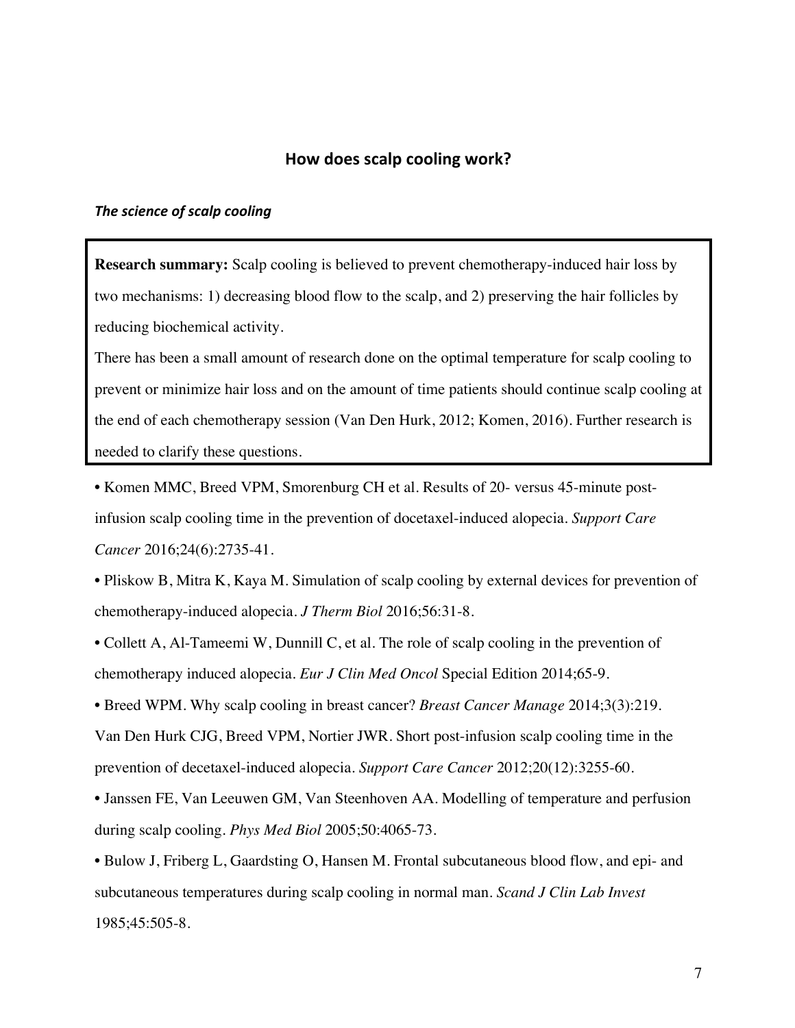## How does scalp cooling work?

### *The science of scalp cooling*

**Research summary:** Scalp cooling is believed to prevent chemotherapy-induced hair loss by two mechanisms: 1) decreasing blood flow to the scalp, and 2) preserving the hair follicles by reducing biochemical activity.

There has been a small amount of research done on the optimal temperature for scalp cooling to prevent or minimize hair loss and on the amount of time patients should continue scalp cooling at the end of each chemotherapy session (Van Den Hurk, 2012; Komen, 2016). Further research is needed to clarify these questions.

- Komen MMC, Breed VPM, Smorenburg CH et al. Results of 20- versus 45-minute post-infusion scalp cooling time in the prevention of docetaxel-induced alopecia. *Support Care Cancer* 2016;24(6):2735-41.
- Pliskow B, Mitra K, Kaya M. Simulation of scalp cooling by external devices for prevention of chemotherapy-induced alopecia. *J Therm Biol* 2016;56:31-8.
- Collett A, Al-Tameemi W, Dunnill C, et al. The role of scalp cooling in the prevention of chemotherapy induced alopecia. *Eur J Clin Med Oncol* Special Edition 2014;65-9.
- Breed WPM. Why scalp cooling in breast cancer? *Breast Cancer Manage* 2014;3(3):219.

Van Den Hurk CJG, Breed VPM, Nortier JWR. Short post-infusion scalp cooling time in the prevention of decetaxel-induced alopecia. *Support Care Cancer* 2012;20(12):3255-60.

- Janssen FE, Van Leeuwen GM, Van Steenhoven AA. Modelling of temperature and perfusion during scalp cooling. *Phys Med Biol* 2005;50:4065-73.
- Bulow J, Friberg L, Gaardsting O, Hansen M. Frontal subcutaneous blood flow, and epi- and subcutaneous temperatures during scalp cooling in normal man. *Scand J Clin Lab Invest* 1985;45:505-8.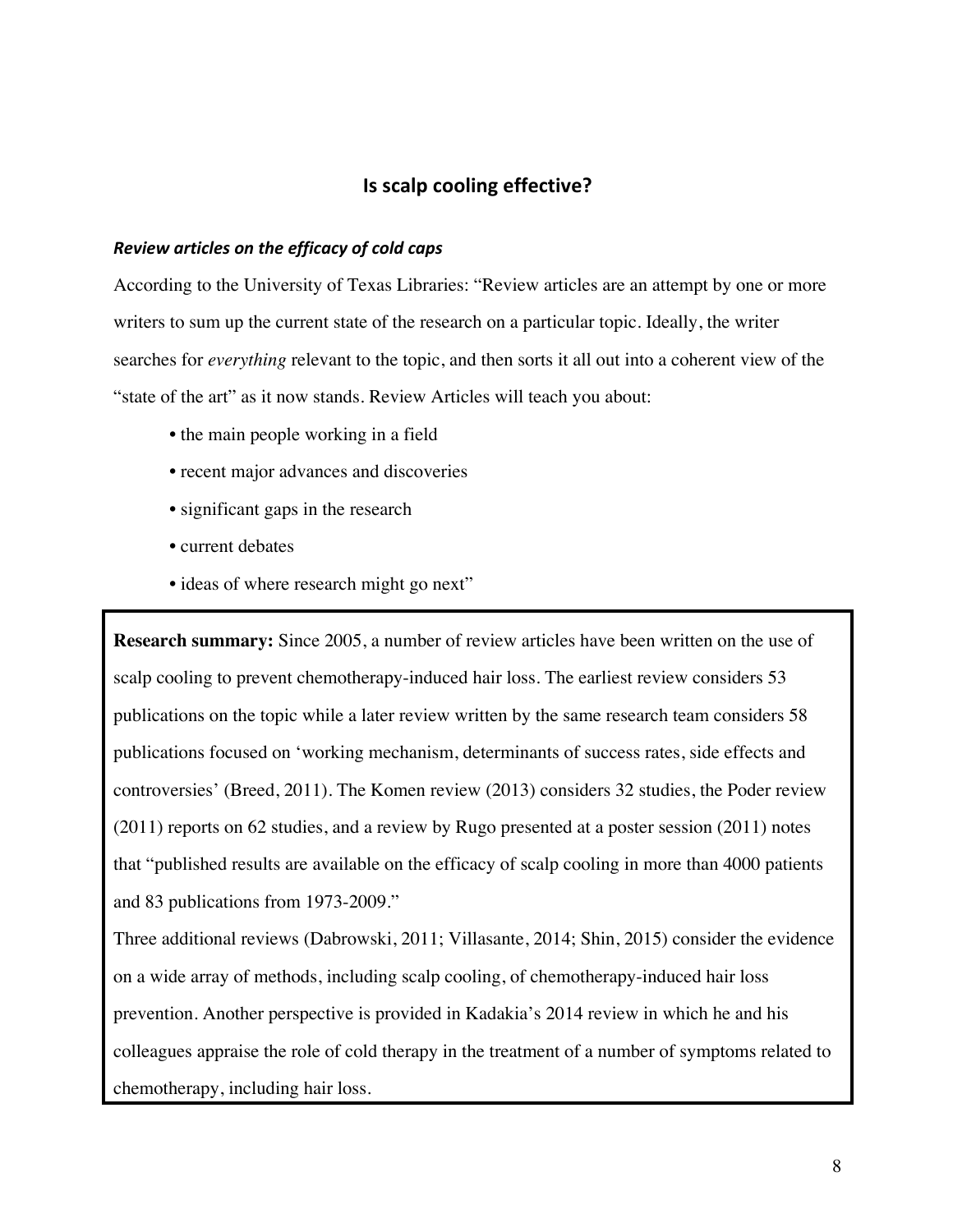## Is scalp cooling effective?

### *Review articles on the efficacy of cold caps*

According to the University of Texas Libraries: "Review articles are an attempt by one or more writers to sum up the current state of the research on a particular topic. Ideally, the writer searches for *everything* relevant to the topic, and then sorts it all out into a coherent view of the "state of the art" as it now stands. Review Articles will teach you about:

- the main people working in a field
- recent major advances and discoveries
- significant gaps in the research
- current debates
- ideas of where research might go next"

**Research summary:** Since 2005, a number of review articles have been written on the use of scalp cooling to prevent chemotherapy-induced hair loss. The earliest review considers 53 publications on the topic while a later review written by the same research team considers 58 publications focused on 'working mechanism, determinants of success rates, side effects and controversies' (Breed, 2011). The Komen review (2013) considers 32 studies, the Poder review (2011) reports on 62 studies, and a review by Rugo presented at a poster session (2011) notes that "published results are available on the efficacy of scalp cooling in more than 4000 patients and 83 publications from 1973-2009."

Three additional reviews (Dabrowski, 2011; Villasante, 2014; Shin, 2015) consider the evidence on a wide array of methods, including scalp cooling, of chemotherapy-induced hair loss prevention. Another perspective is provided in Kadakia's 2014 review in which he and his colleagues appraise the role of cold therapy in the treatment of a number of symptoms related to chemotherapy, including hair loss.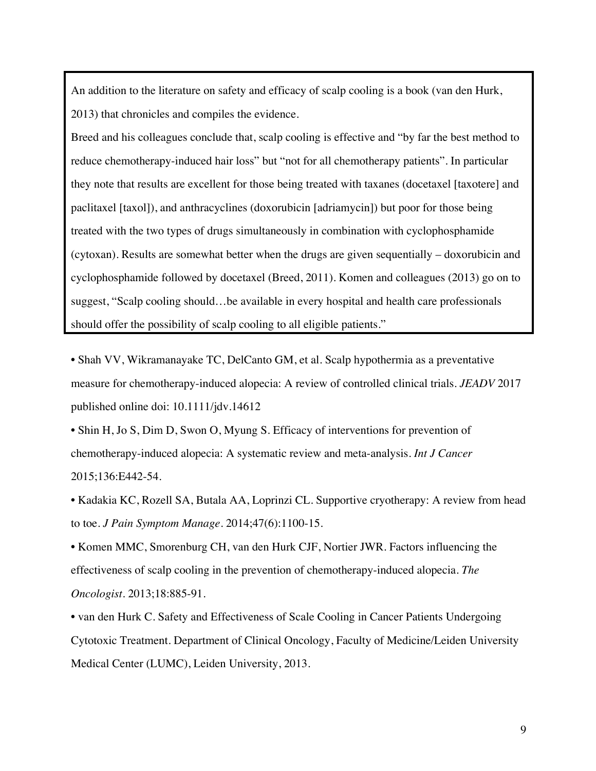An addition to the literature on safety and efficacy of scalp cooling is a book (van den Hurk, 2013) that chronicles and compiles the evidence.

Breed and his colleagues conclude that, scalp cooling is effective and "by far the best method to reduce chemotherapy-induced hair loss" but "not for all chemotherapy patients". In particular they note that results are excellent for those being treated with taxanes (docetaxel [taxotere] and paclitaxel [taxol]), and anthracyclines (doxorubicin [adriamycin]) but poor for those being treated with the two types of drugs simultaneously in combination with cyclophosphamide (cytoxan). Results are somewhat better when the drugs are given sequentially – doxorubicin and cyclophosphamide followed by docetaxel (Breed, 2011). Komen and colleagues (2013) go on to suggest, "Scalp cooling should…be available in every hospital and health care professionals should offer the possibility of scalp cooling to all eligible patients."

- Shah VV, Wikramanayake TC, DelCanto GM, et al. Scalp hypothermia as a preventative measure for chemotherapy-induced alopecia: A review of controlled clinical trials. *JEADV* 2017 published online doi: 10.1111/jdv.14612
- Shin H, Jo S, Dim D, Swon O, Myung S. Efficacy of interventions for prevention of chemotherapy-induced alopecia: A systematic review and meta-analysis. *Int J Cancer* 2015;136:E442-54.
- Kadakia KC, Rozell SA, Butala AA, Loprinzi CL. Supportive cryotherapy: A review from head to toe. *J Pain Symptom Manage*. 2014;47(6):1100-15.
- Komen MMC, Smorenburg CH, van den Hurk CJF, Nortier JWR. Factors influencing the effectiveness of scalp cooling in the prevention of chemotherapy-induced alopecia. *The Oncologist*. 2013;18:885-91.
- van den Hurk C. Safety and Effectiveness of Scale Cooling in Cancer Patients Undergoing Cytotoxic Treatment. Department of Clinical Oncology, Faculty of Medicine/Leiden University Medical Center (LUMC), Leiden University, 2013.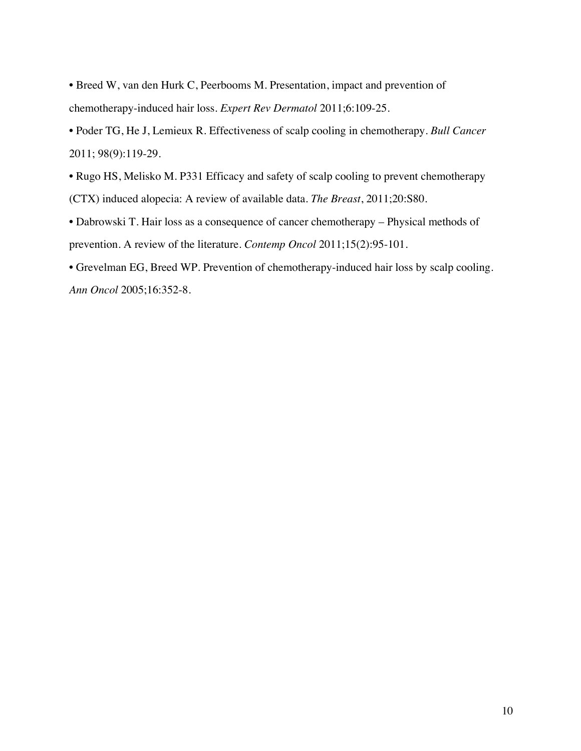- Breed W, van den Hurk C, Peerbooms M. Presentation, impact and prevention of chemotherapy-induced hair loss. *Expert Rev Dermatol* 2011;6:109-25.
- Poder TG, He J, Lemieux R. Effectiveness of scalp cooling in chemotherapy. *Bull Cancer* 2011; 98(9):119-29.
- Rugo HS, Melisko M. P331 Efficacy and safety of scalp cooling to prevent chemotherapy (CTX) induced alopecia: A review of available data. *The Breast*, 2011;20:S80.
- Dabrowski T. Hair loss as a consequence of cancer chemotherapy – Physical methods of prevention. A review of the literature. *Contemp Oncol* 2011;15(2):95-101.
- Grevelman EG, Breed WP. Prevention of chemotherapy-induced hair loss by scalp cooling. *Ann Oncol* 2005;16:352-8.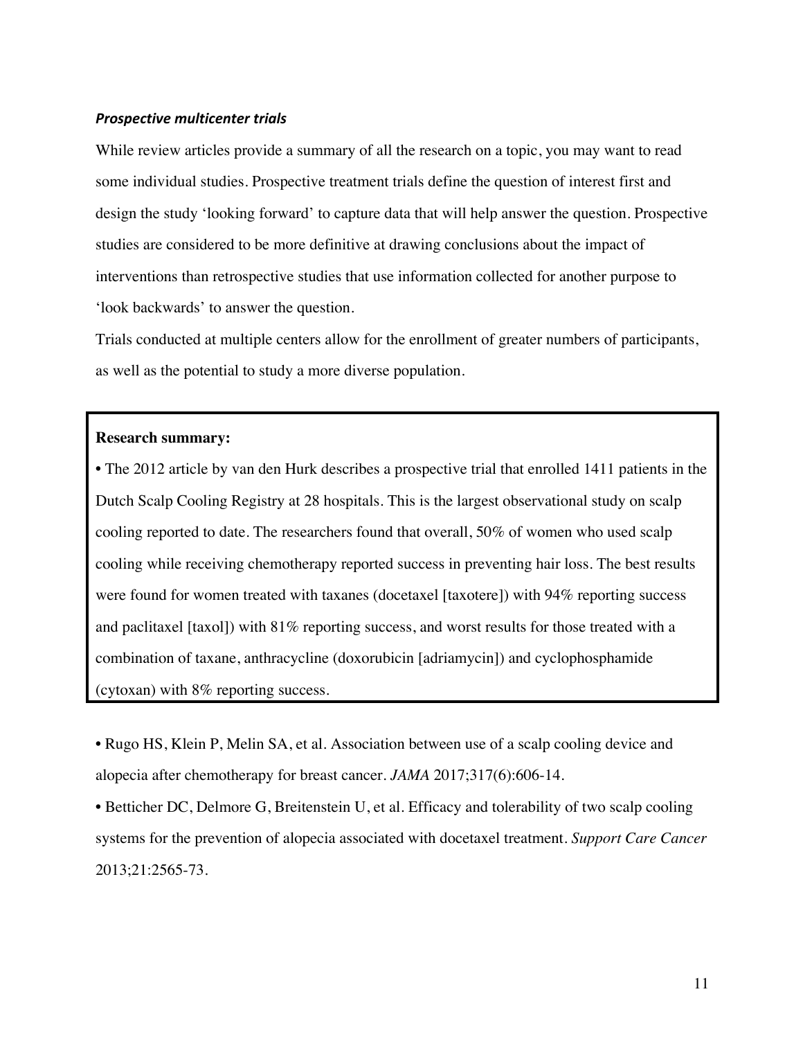### *Prospective multicenter trials*

While review articles provide a summary of all the research on a topic, you may want to read some individual studies. Prospective treatment trials define the question of interest first and design the study 'looking forward' to capture data that will help answer the question. Prospective studies are considered to be more definitive at drawing conclusions about the impact of interventions than retrospective studies that use information collected for another purpose to 'look backwards' to answer the question.

Trials conducted at multiple centers allow for the enrollment of greater numbers of participants, as well as the potential to study a more diverse population.

**Research summary:**

• The 2012 article by van den Hurk describes a prospective trial that enrolled 1411 patients in the Dutch Scalp Cooling Registry at 28 hospitals. This is the largest observational study on scalp cooling reported to date. The researchers found that overall, 50% of women who used scalp cooling while receiving chemotherapy reported success in preventing hair loss. The best results were found for women treated with taxanes (docetaxel [taxotere]) with 94% reporting success and paclitaxel [taxol]) with 81% reporting success, and worst results for those treated with a combination of taxane, anthracycline (doxorubicin [adriamycin]) and cyclophosphamide (cytoxan) with 8% reporting success.

• Rugo HS, Klein P, Melin SA, et al. Association between use of a scalp cooling device and alopecia after chemotherapy for breast cancer. *JAMA* 2017;317(6):606-14.

• Betticher DC, Delmore G, Breitenstein U, et al. Efficacy and tolerability of two scalp cooling systems for the prevention of alopecia associated with docetaxel treatment. *Support Care Cancer* 2013;21:2565-73.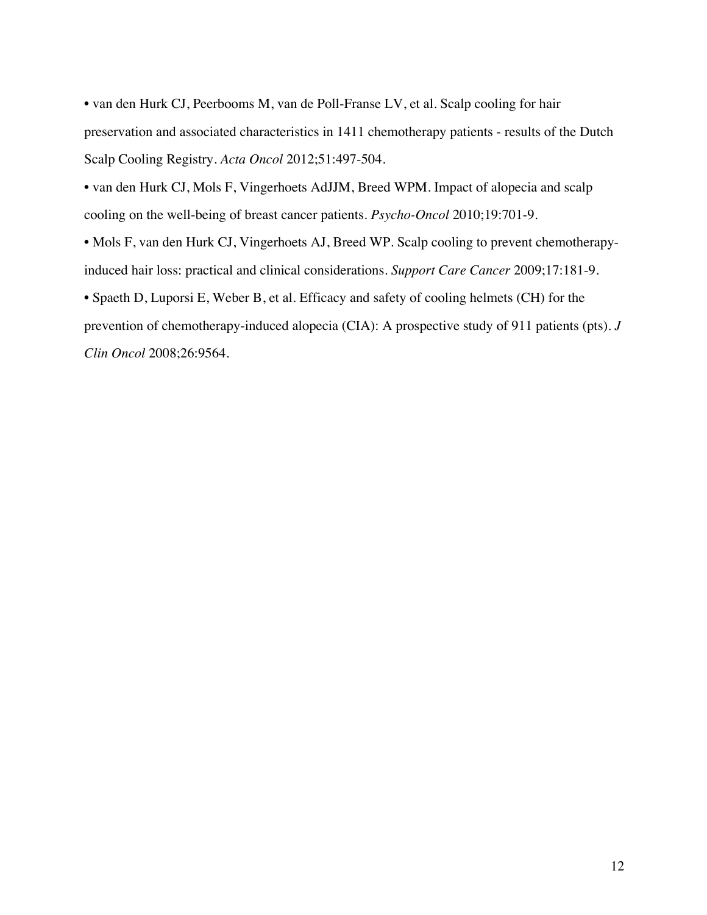- van den Hurk CJ, Peerbooms M, van de Poll-Franse LV, et al. Scalp cooling for hair preservation and associated characteristics in 1411 chemotherapy patients - results of the Dutch Scalp Cooling Registry. *Acta Oncol* 2012;51:497-504.
- van den Hurk CJ, Mols F, Vingerhoets AdJJM, Breed WPM. Impact of alopecia and scalp cooling on the well-being of breast cancer patients. *Psycho-Oncol* 2010;19:701-9.
- Mols F, van den Hurk CJ, Vingerhoets AJ, Breed WP. Scalp cooling to prevent chemotherapy-induced hair loss: practical and clinical considerations. *Support Care Cancer* 2009;17:181-9.
- Spaeth D, Luporsi E, Weber B, et al. Efficacy and safety of cooling helmets (CH) for the prevention of chemotherapy-induced alopecia (CIA): A prospective study of 911 patients (pts). *J Clin Oncol* 2008;26:9564.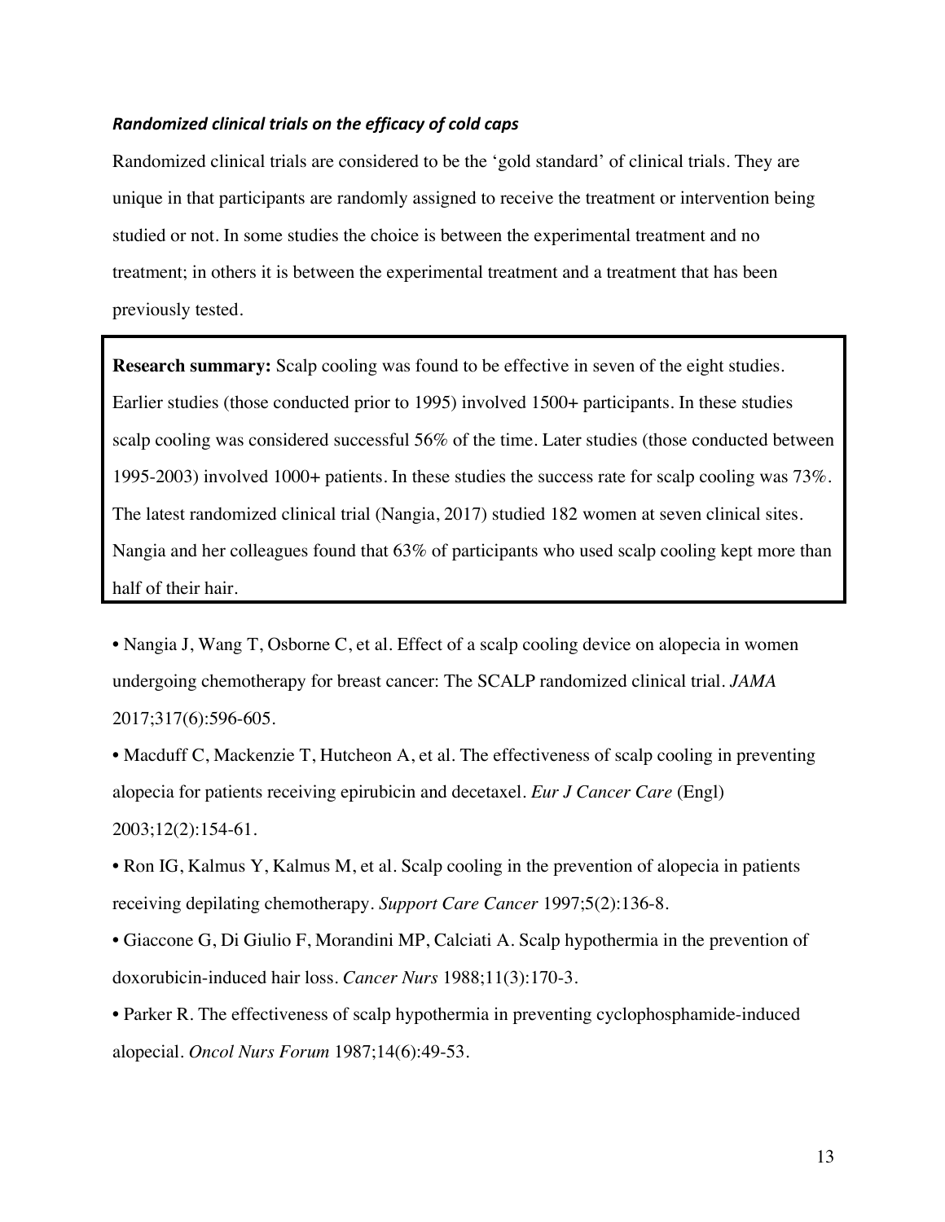### *Randomized clinical trials on the efficacy of cold caps*

Randomized clinical trials are considered to be the 'gold standard' of clinical trials. They are unique in that participants are randomly assigned to receive the treatment or intervention being studied or not. In some studies the choice is between the experimental treatment and no treatment; in others it is between the experimental treatment and a treatment that has been previously tested.

**Research summary:** Scalp cooling was found to be effective in seven of the eight studies. Earlier studies (those conducted prior to 1995) involved 1500+ participants. In these studies scalp cooling was considered successful 56% of the time. Later studies (those conducted between 1995-2003) involved 1000+ patients. In these studies the success rate for scalp cooling was 73%. The latest randomized clinical trial (Nangia, 2017) studied 182 women at seven clinical sites. Nangia and her colleagues found that 63% of participants who used scalp cooling kept more than half of their hair.

- Nangia J, Wang T, Osborne C, et al. Effect of a scalp cooling device on alopecia in women undergoing chemotherapy for breast cancer: The SCALP randomized clinical trial. *JAMA* 2017;317(6):596-605.
- Macduff C, Mackenzie T, Hutcheon A, et al. The effectiveness of scalp cooling in preventing alopecia for patients receiving epirubicin and decetaxel. *Eur J Cancer Care* (Engl) 2003;12(2):154-61.
- Ron IG, Kalmus Y, Kalmus M, et al. Scalp cooling in the prevention of alopecia in patients receiving depilating chemotherapy. *Support Care Cancer* 1997;5(2):136-8.
- Giaccone G, Di Giulio F, Morandini MP, Calciati A. Scalp hypothermia in the prevention of doxorubicin-induced hair loss. *Cancer Nurs* 1988;11(3):170-3.
- Parker R. The effectiveness of scalp hypothermia in preventing cyclophosphamide-induced alopecial. *Oncol Nurs Forum* 1987;14(6):49-53.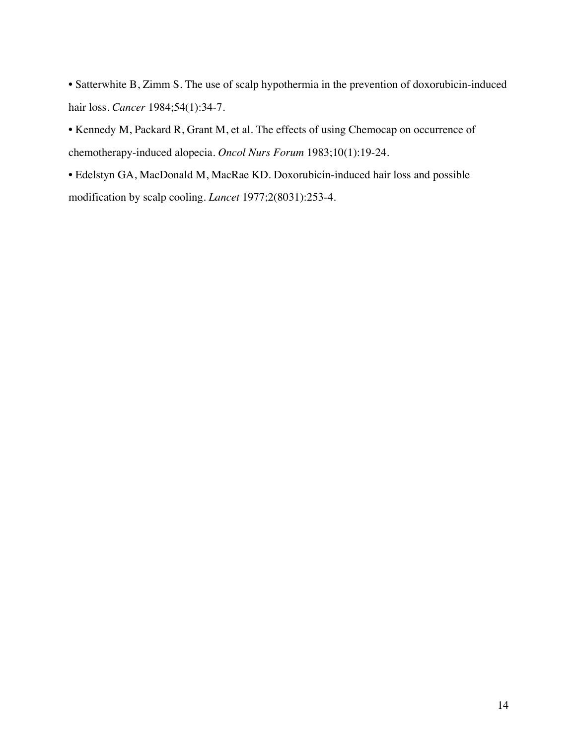- Satterwhite B, Zimm S. The use of scalp hypothermia in the prevention of doxorubicin-induced hair loss. *Cancer* 1984;54(1):34-7.
- Kennedy M, Packard R, Grant M, et al. The effects of using Chemocap on occurrence of chemotherapy-induced alopecia. *Oncol Nurs Forum* 1983;10(1):19-24.
- Edelstyn GA, MacDonald M, MacRae KD. Doxorubicin-induced hair loss and possible modification by scalp cooling. *Lancet* 1977;2(8031):253-4.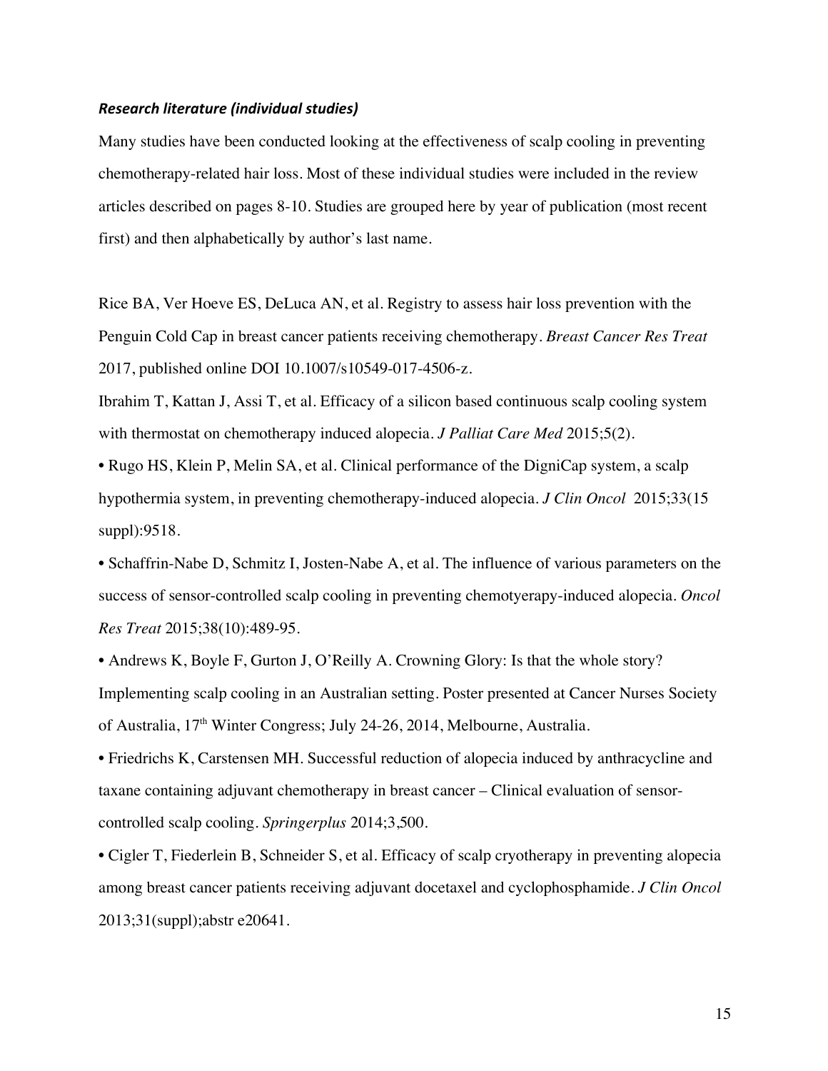### *Research literature (individual studies)*

Many studies have been conducted looking at the effectiveness of scalp cooling in preventing chemotherapy-related hair loss. Most of these individual studies were included in the review articles described on pages 8-10. Studies are grouped here by year of publication (most recent first) and then alphabetically by author's last name.

Rice BA, Ver Hoeve ES, DeLuca AN, et al. Registry to assess hair loss prevention with the Penguin Cold Cap in breast cancer patients receiving chemotherapy. *Breast Cancer Res Treat* 2017, published online DOI 10.1007/s10549-017-4506-z.

Ibrahim T, Kattan J, Assi T, et al. Efficacy of a silicon based continuous scalp cooling system with thermostat on chemotherapy induced alopecia. *J Palliat Care Med* 2015;5(2).

• Rugo HS, Klein P, Melin SA, et al. Clinical performance of the DigniCap system, a scalp hypothermia system, in preventing chemotherapy-induced alopecia. *J Clin Oncol* 2015;33(15 suppl):9518.

• Schaffrin-Nabe D, Schmitz I, Josten-Nabe A, et al. The influence of various parameters on the success of sensor-controlled scalp cooling in preventing chemotyerapy-induced alopecia. *Oncol Res Treat* 2015;38(10):489-95.

• Andrews K, Boyle F, Gurton J, O'Reilly A. Crowning Glory: Is that the whole story? Implementing scalp cooling in an Australian setting. Poster presented at Cancer Nurses Society of Australia, 17th Winter Congress; July 24-26, 2014, Melbourne, Australia.

• Friedrichs K, Carstensen MH. Successful reduction of alopecia induced by anthracycline and taxane containing adjuvant chemotherapy in breast cancer – Clinical evaluation of sensor-controlled scalp cooling. *Springerplus* 2014;3,500.

• Cigler T, Fiederlein B, Schneider S, et al. Efficacy of scalp cryotherapy in preventing alopecia among breast cancer patients receiving adjuvant docetaxel and cyclophosphamide. *J Clin Oncol* 2013;31(suppl);abstr e20641.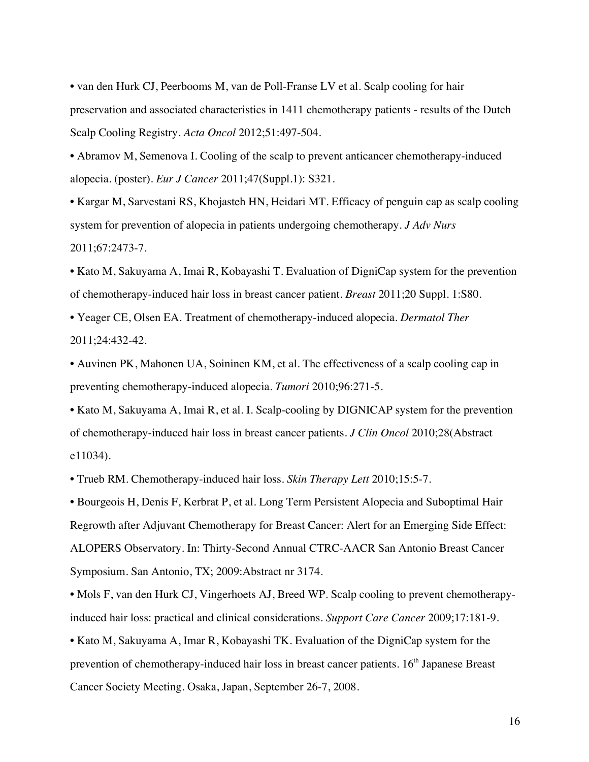- van den Hurk CJ, Peerbooms M, van de Poll-Franse LV et al. Scalp cooling for hair preservation and associated characteristics in 1411 chemotherapy patients - results of the Dutch Scalp Cooling Registry. *Acta Oncol* 2012;51:497-504.
- Abramov M, Semenova I. Cooling of the scalp to prevent anticancer chemotherapy-induced alopecia. (poster). *Eur J Cancer* 2011;47(Suppl.1): S321.
- Kargar M, Sarvestani RS, Khojasteh HN, Heidari MT. Efficacy of penguin cap as scalp cooling system for prevention of alopecia in patients undergoing chemotherapy. *J Adv Nurs* 2011;67:2473-7.
- Kato M, Sakuyama A, Imai R, Kobayashi T. Evaluation of DigniCap system for the prevention of chemotherapy-induced hair loss in breast cancer patient. *Breast* 2011;20 Suppl. 1:S80.
- Yeager CE, Olsen EA. Treatment of chemotherapy-induced alopecia. *Dermatol Ther* 2011;24:432-42.
- Auvinen PK, Mahonen UA, Soininen KM, et al. The effectiveness of a scalp cooling cap in preventing chemotherapy-induced alopecia. *Tumori* 2010;96:271-5.
- Kato M, Sakuyama A, Imai R, et al. I. Scalp-cooling by DIGNICAP system for the prevention of chemotherapy-induced hair loss in breast cancer patients. *J Clin Oncol* 2010;28(Abstract e11034).
- Trueb RM. Chemotherapy-induced hair loss. *Skin Therapy Lett* 2010;15:5-7.
- Bourgeois H, Denis F, Kerbrat P, et al. Long Term Persistent Alopecia and Suboptimal Hair Regrowth after Adjuvant Chemotherapy for Breast Cancer: Alert for an Emerging Side Effect: ALOPERS Observatory. In: Thirty-Second Annual CTRC-AACR San Antonio Breast Cancer Symposium. San Antonio, TX; 2009:Abstract nr 3174.
- Mols F, van den Hurk CJ, Vingerhoets AJ, Breed WP. Scalp cooling to prevent chemotherapy-induced hair loss: practical and clinical considerations. *Support Care Cancer* 2009;17:181-9.
- Kato M, Sakuyama A, Imar R, Kobayashi TK. Evaluation of the DigniCap system for the prevention of chemotherapy-induced hair loss in breast cancer patients. 16th Japanese Breast Cancer Society Meeting. Osaka, Japan, September 26-7, 2008.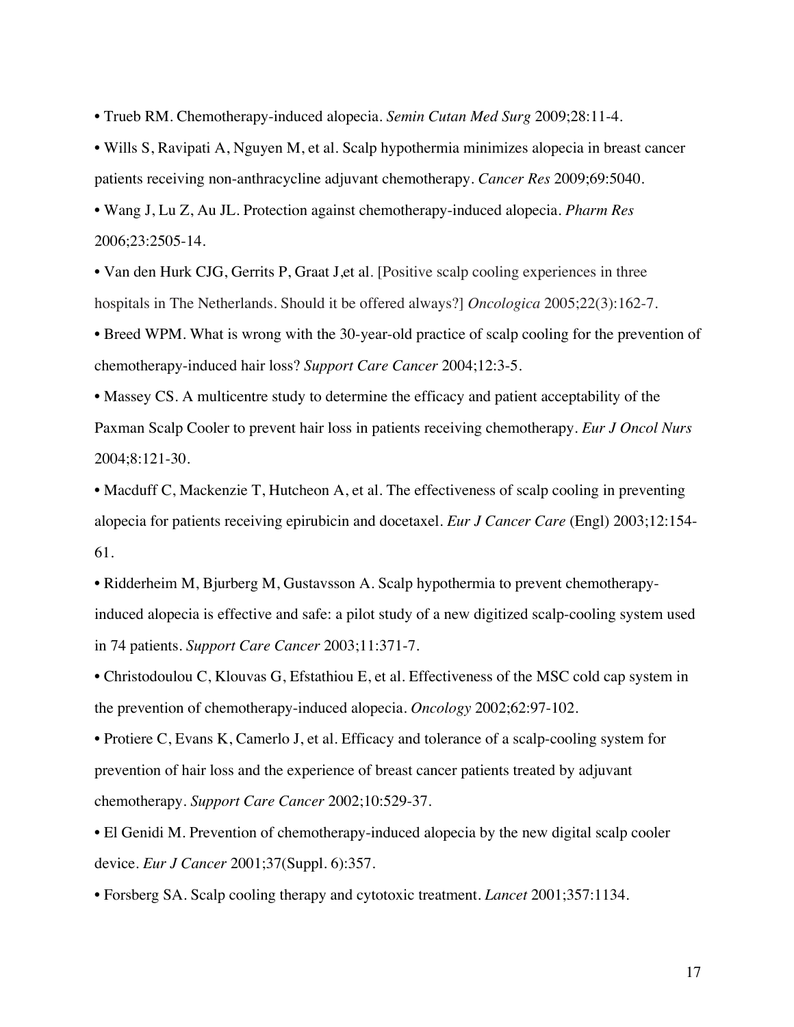- Trueb RM. Chemotherapy-induced alopecia. *Semin Cutan Med Surg* 2009;28:11-4.
- Wills S, Ravipati A, Nguyen M, et al. Scalp hypothermia minimizes alopecia in breast cancer patients receiving non-anthracycline adjuvant chemotherapy. *Cancer Res* 2009;69:5040.
- Wang J, Lu Z, Au JL. Protection against chemotherapy-induced alopecia. *Pharm Res* 2006;23:2505-14.
- Van den Hurk CJG, Gerrits P, Graat J,et al. [Positive scalp cooling experiences in three hospitals in The Netherlands. Should it be offered always?] *Oncologica* 2005;22(3):162-7.
- Breed WPM. What is wrong with the 30-year-old practice of scalp cooling for the prevention of chemotherapy-induced hair loss? *Support Care Cancer* 2004;12:3-5.
- Massey CS. A multicentre study to determine the efficacy and patient acceptability of the Paxman Scalp Cooler to prevent hair loss in patients receiving chemotherapy. *Eur J Oncol Nurs* 2004;8:121-30.
- Macduff C, Mackenzie T, Hutcheon A, et al. The effectiveness of scalp cooling in preventing alopecia for patients receiving epirubicin and docetaxel. *Eur J Cancer Care* (Engl) 2003;12:154-61.
- Ridderheim M, Bjurberg M, Gustavsson A. Scalp hypothermia to prevent chemotherapy-induced alopecia is effective and safe: a pilot study of a new digitized scalp-cooling system used in 74 patients. *Support Care Cancer* 2003;11:371-7.
- Christodoulou C, Klouvas G, Efstathiou E, et al. Effectiveness of the MSC cold cap system in the prevention of chemotherapy-induced alopecia. *Oncology* 2002;62:97-102.
- Protiere C, Evans K, Camerlo J, et al. Efficacy and tolerance of a scalp-cooling system for prevention of hair loss and the experience of breast cancer patients treated by adjuvant chemotherapy. *Support Care Cancer* 2002;10:529-37.
- El Genidi M. Prevention of chemotherapy-induced alopecia by the new digital scalp cooler device. *Eur J Cancer* 2001;37(Suppl. 6):357.
- Forsberg SA. Scalp cooling therapy and cytotoxic treatment. *Lancet* 2001;357:1134.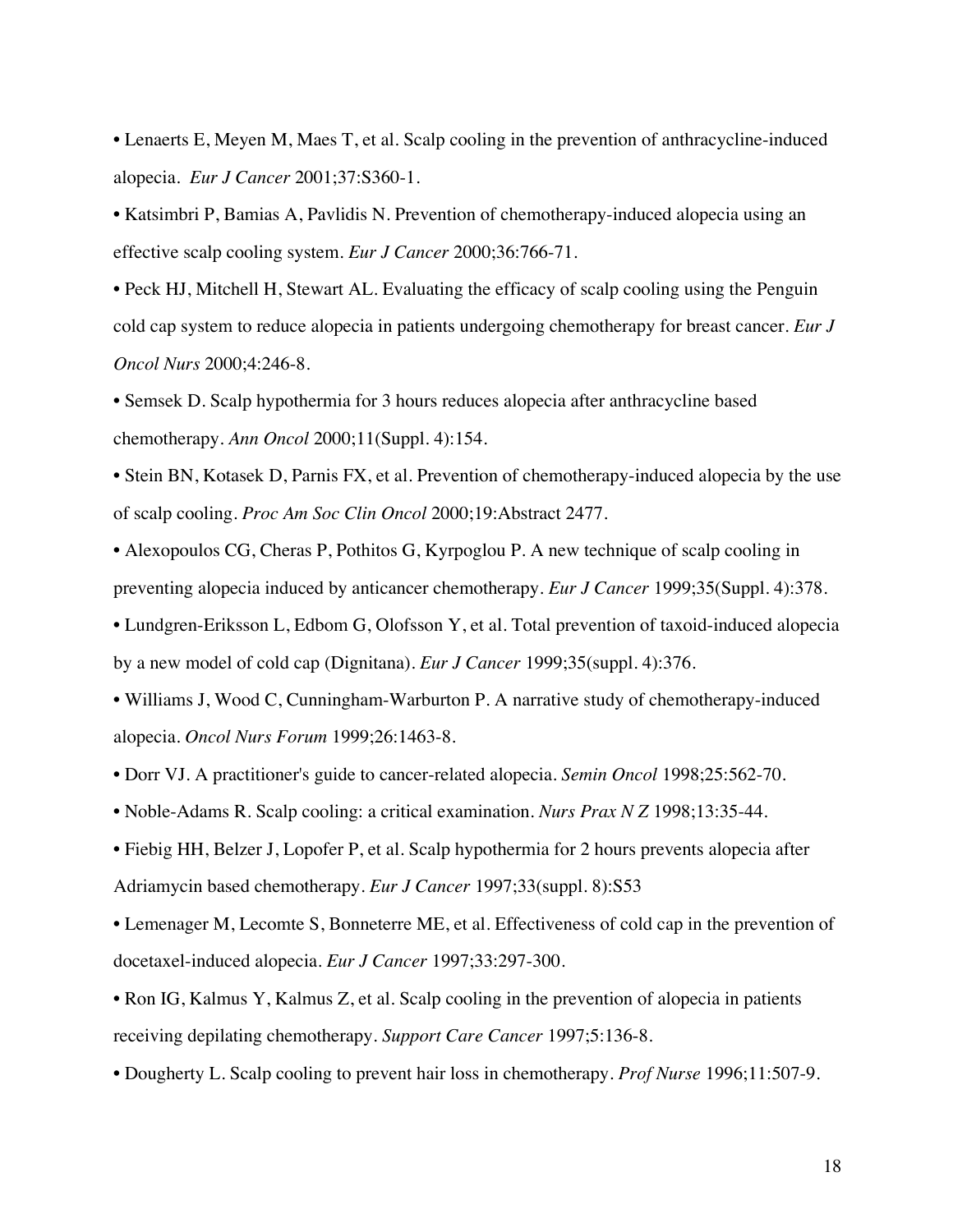- Lenaerts E, Meyen M, Maes T, et al. Scalp cooling in the prevention of anthracycline-induced alopecia. *Eur J Cancer* 2001;37:S360-1.
- Katsimbri P, Bamias A, Pavlidis N. Prevention of chemotherapy-induced alopecia using an effective scalp cooling system. *Eur J Cancer* 2000;36:766-71.
- Peck HJ, Mitchell H, Stewart AL. Evaluating the efficacy of scalp cooling using the Penguin cold cap system to reduce alopecia in patients undergoing chemotherapy for breast cancer. *Eur J Oncol Nurs* 2000;4:246-8.
- Semsek D. Scalp hypothermia for 3 hours reduces alopecia after anthracycline based chemotherapy. *Ann Oncol* 2000;11(Suppl. 4):154.
- Stein BN, Kotasek D, Parnis FX, et al. Prevention of chemotherapy-induced alopecia by the use of scalp cooling. *Proc Am Soc Clin Oncol* 2000;19:Abstract 2477.
- Alexopoulos CG, Cheras P, Pothitos G, Kyrpoglou P. A new technique of scalp cooling in preventing alopecia induced by anticancer chemotherapy. *Eur J Cancer* 1999;35(Suppl. 4):378.
- Lundgren-Eriksson L, Edbom G, Olofsson Y, et al. Total prevention of taxoid-induced alopecia by a new model of cold cap (Dignitana). *Eur J Cancer* 1999;35(suppl. 4):376.
- Williams J, Wood C, Cunningham-Warburton P. A narrative study of chemotherapy-induced alopecia. *Oncol Nurs Forum* 1999;26:1463-8.
- Dorr VJ. A practitioner's guide to cancer-related alopecia. *Semin Oncol* 1998;25:562-70.
- Noble-Adams R. Scalp cooling: a critical examination. *Nurs Prax N Z* 1998;13:35-44.
- Fiebig HH, Belzer J, Lopofer P, et al. Scalp hypothermia for 2 hours prevents alopecia after Adriamycin based chemotherapy. *Eur J Cancer* 1997;33(suppl. 8):S53
- Lemenager M, Lecomte S, Bonneterre ME, et al. Effectiveness of cold cap in the prevention of docetaxel-induced alopecia. *Eur J Cancer* 1997;33:297-300.
- Ron IG, Kalmus Y, Kalmus Z, et al. Scalp cooling in the prevention of alopecia in patients receiving depilating chemotherapy. *Support Care Cancer* 1997;5:136-8.
- Dougherty L. Scalp cooling to prevent hair loss in chemotherapy. *Prof Nurse* 1996;11:507-9.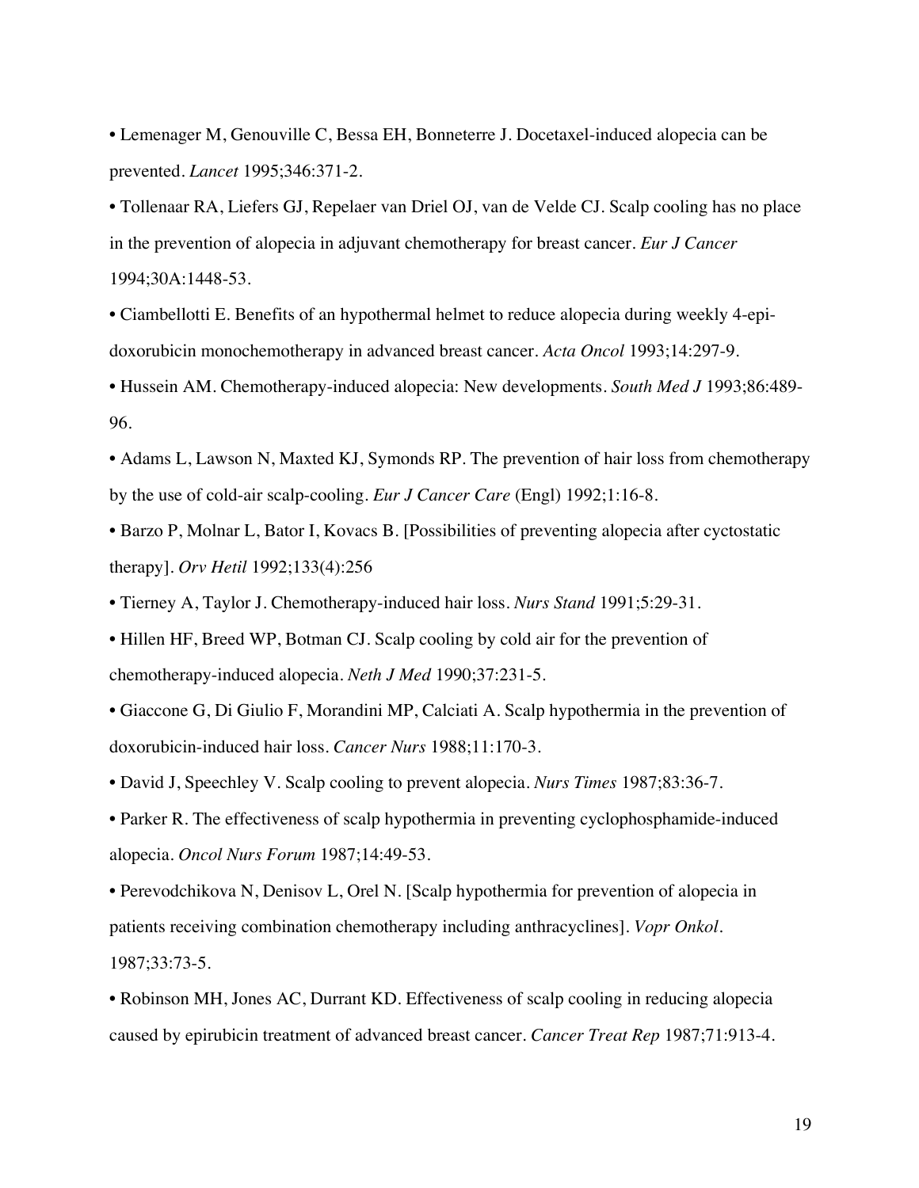- Lemenager M, Genouville C, Bessa EH, Bonneterre J. Docetaxel-induced alopecia can be prevented. *Lancet* 1995;346:371-2.
- Tollenaar RA, Liefers GJ, Repelaer van Driel OJ, van de Velde CJ. Scalp cooling has no place in the prevention of alopecia in adjuvant chemotherapy for breast cancer. *Eur J Cancer* 1994;30A:1448-53.
- Ciambellotti E. Benefits of an hypothermal helmet to reduce alopecia during weekly 4-epi-doxorubicin monochemotherapy in advanced breast cancer. *Acta Oncol* 1993;14:297-9.
- Hussein AM. Chemotherapy-induced alopecia: New developments. *South Med J* 1993;86:489-96.
- Adams L, Lawson N, Maxted KJ, Symonds RP. The prevention of hair loss from chemotherapy by the use of cold-air scalp-cooling. *Eur J Cancer Care* (Engl) 1992;1:16-8.
- Barzo P, Molnar L, Bator I, Kovacs B. [Possibilities of preventing alopecia after cyclostatic therapy]. *Orv Hetil* 1992;133(4):256
- Tierney A, Taylor J. Chemotherapy-induced hair loss. *Nurs Stand* 1991;5:29-31.
- Hillen HF, Breed WP, Botman CJ. Scalp cooling by cold air for the prevention of chemotherapy-induced alopecia. *Neth J Med* 1990;37:231-5.
- Giaccone G, Di Giulio F, Morandini MP, Calciati A. Scalp hypothermia in the prevention of doxorubicin-induced hair loss. *Cancer Nurs* 1988;11:170-3.
- David J, Speechley V. Scalp cooling to prevent alopecia. *Nurs Times* 1987;83:36-7.
- Parker R. The effectiveness of scalp hypothermia in preventing cyclophosphamide-induced alopecia. *Oncol Nurs Forum* 1987;14:49-53.
- Perevodchikova N, Denisov L, Orel N. [Scalp hypothermia for prevention of alopecia in patients receiving combination chemotherapy including anthracyclines]. *Vopr Onkol.* 1987;33:73-5.
- Robinson MH, Jones AC, Durrant KD. Effectiveness of scalp cooling in reducing alopecia caused by epirubicin treatment of advanced breast cancer. *Cancer Treat Rep* 1987;71:913-4.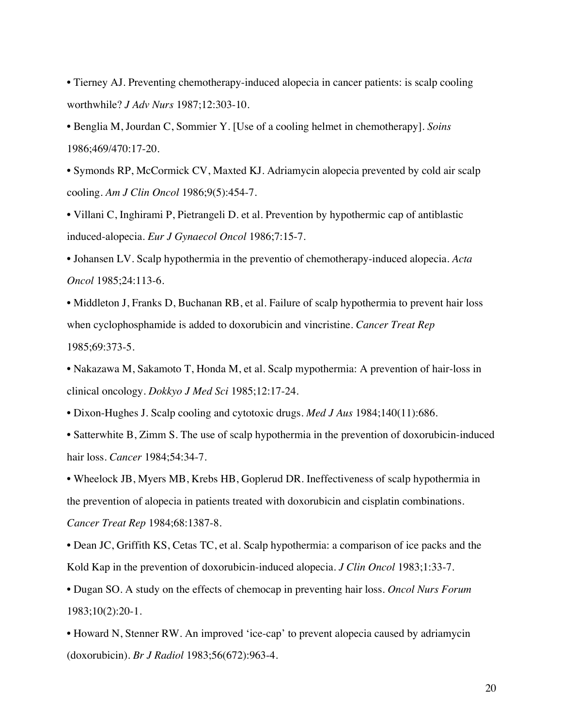- Tierney AJ. Preventing chemotherapy-induced alopecia in cancer patients: is scalp cooling worthwhile? *J Adv Nurs* 1987;12:303-10.
- Benglia M, Jourdan C, Sommier Y. [Use of a cooling helmet in chemotherapy]. *Soins* 1986;469/470:17-20.
- Symonds RP, McCormick CV, Maxted KJ. Adriamycin alopecia prevented by cold air scalp cooling. *Am J Clin Oncol* 1986;9(5):454-7.
- Villani C, Inghirami P, Pietrangeli D. et al. Prevention by hypothermic cap of antiblastic induced-alopecia. *Eur J Gynaecol Oncol* 1986;7:15-7.
- Johansen LV. Scalp hypothermia in the preventio of chemotherapy-induced alopecia. *Acta Oncol* 1985;24:113-6.
- Middleton J, Franks D, Buchanan RB, et al. Failure of scalp hypothermia to prevent hair loss when cyclophosphamide is added to doxorubicin and vincristine. *Cancer Treat Rep* 1985;69:373-5.
- Nakazawa M, Sakamoto T, Honda M, et al. Scalp mypothermia: A prevention of hair-loss in clinical oncology. *Dokkyo J Med Sci* 1985;12:17-24.
- Dixon-Hughes J. Scalp cooling and cytotoxic drugs. *Med J Aus* 1984;140(11):686.
- Satterwhite B, Zimm S. The use of scalp hypothermia in the prevention of doxorubicin-induced hair loss. *Cancer* 1984;54:34-7.
- Wheelock JB, Myers MB, Krebs HB, Goplerud DR. Ineffectiveness of scalp hypothermia in the prevention of alopecia in patients treated with doxorubicin and cisplatin combinations. *Cancer Treat Rep* 1984;68:1387-8.
- Dean JC, Griffith KS, Cetas TC, et al. Scalp hypothermia: a comparison of ice packs and the Kold Kap in the prevention of doxorubicin-induced alopecia. *J Clin Oncol* 1983;1:33-7.
- Dugan SO. A study on the effects of chemocap in preventing hair loss. *Oncol Nurs Forum* 1983;10(2):20-1.
- Howard N, Stenner RW. An improved 'ice-cap' to prevent alopecia caused by adriamycin (doxorubicin). *Br J Radiol* 1983;56(672):963-4.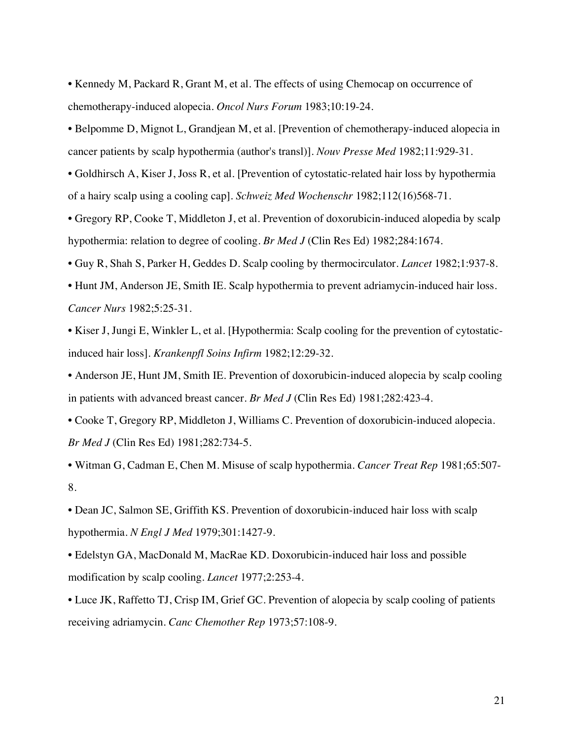- Kennedy M, Packard R, Grant M, et al. The effects of using Chemocap on occurrence of chemotherapy-induced alopecia. *Oncol Nurs Forum* 1983;10:19-24.
- Belpomme D, Mignot L, Grandjean M, et al. [Prevention of chemotherapy-induced alopecia in cancer patients by scalp hypothermia (author's transl)]. *Nouv Presse Med* 1982;11:929-31.
- Goldhirsch A, Kiser J, Joss R, et al. [Prevention of cytostatic-related hair loss by hypothermia of a hairy scalp using a cooling cap]. *Schweiz Med Wochenschr* 1982;112(16)568-71.
- Gregory RP, Cooke T, Middleton J, et al. Prevention of doxorubicin-induced alopedia by scalp hypothermia: relation to degree of cooling. *Br Med J* (Clin Res Ed) 1982;284:1674.
- Guy R, Shah S, Parker H, Geddes D. Scalp cooling by thermocirculator. *Lancet* 1982;1:937-8.
- Hunt JM, Anderson JE, Smith IE. Scalp hypothermia to prevent adriamycin-induced hair loss. *Cancer Nurs* 1982;5:25-31.
- Kiser J, Jungi E, Winkler L, et al. [Hypothermia: Scalp cooling for the prevention of cytostatic-induced hair loss]. *Krankenpfl Soins Infirm* 1982;12:29-32.
- Anderson JE, Hunt JM, Smith IE. Prevention of doxorubicin-induced alopecia by scalp cooling in patients with advanced breast cancer. *Br Med J* (Clin Res Ed) 1981;282:423-4.
- Cooke T, Gregory RP, Middleton J, Williams C. Prevention of doxorubicin-induced alopecia. *Br Med J* (Clin Res Ed) 1981;282:734-5.
- Witman G, Cadman E, Chen M. Misuse of scalp hypothermia. *Cancer Treat Rep* 1981;65:507-8.
- Dean JC, Salmon SE, Griffith KS. Prevention of doxorubicin-induced hair loss with scalp hypothermia. *N Engl J Med* 1979;301:1427-9.
- Edelstyn GA, MacDonald M, MacRae KD. Doxorubicin-induced hair loss and possible modification by scalp cooling. *Lancet* 1977;2:253-4.
- Luce JK, Raffetto TJ, Crisp IM, Grief GC. Prevention of alopecia by scalp cooling of patients receiving adriamycin. *Canc Chemother Rep* 1973;57:108-9.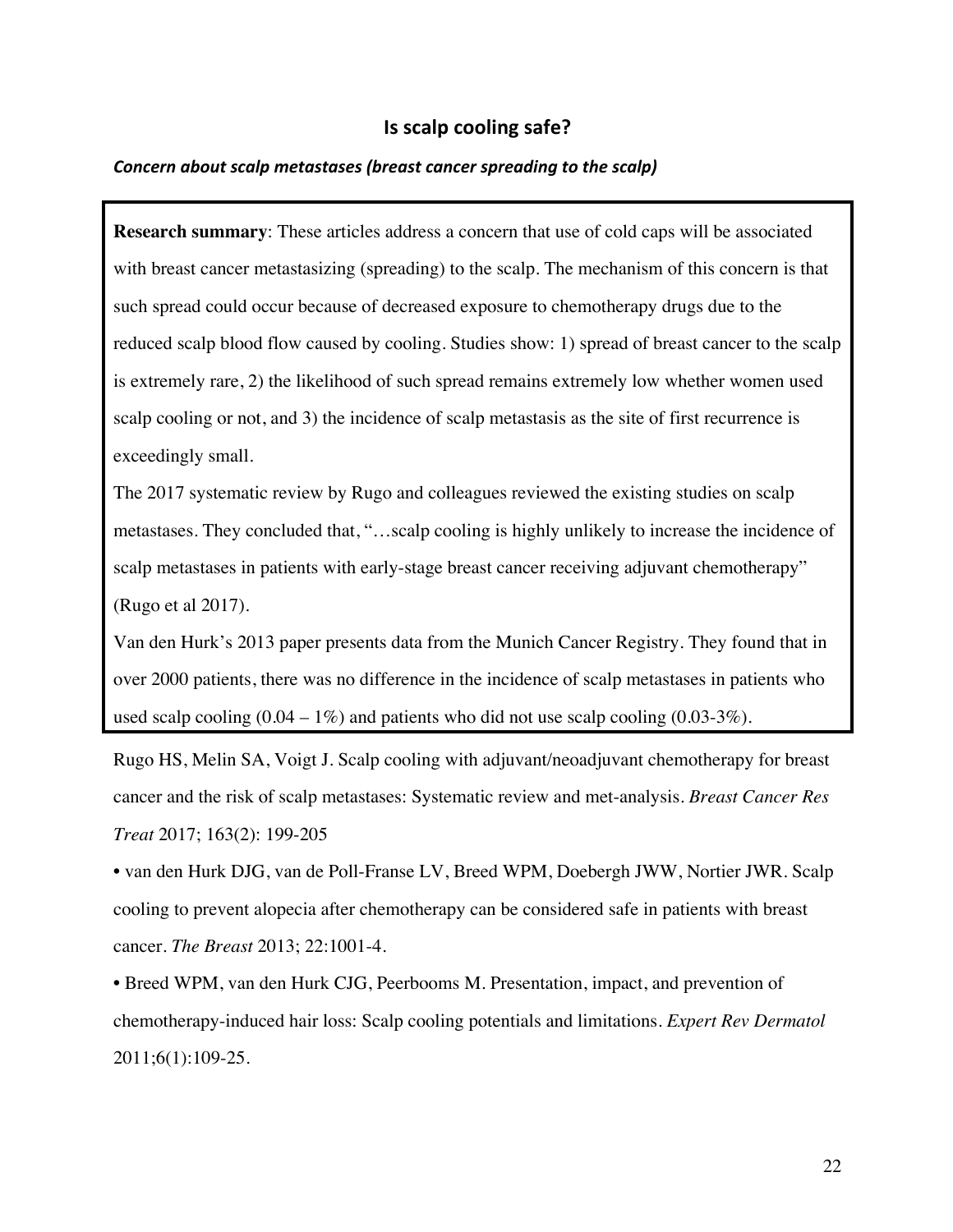## Is scalp cooling safe?

### *Concern about scalp metastases (breast cancer spreading to the scalp)*

**Research summary**: These articles address a concern that use of cold caps will be associated with breast cancer metastasizing (spreading) to the scalp. The mechanism of this concern is that such spread could occur because of decreased exposure to chemotherapy drugs due to the reduced scalp blood flow caused by cooling. Studies show: 1) spread of breast cancer to the scalp is extremely rare, 2) the likelihood of such spread remains extremely low whether women used scalp cooling or not, and 3) the incidence of scalp metastasis as the site of first recurrence is exceedingly small.

The 2017 systematic review by Rugo and colleagues reviewed the existing studies on scalp metastases. They concluded that, "…scalp cooling is highly unlikely to increase the incidence of scalp metastases in patients with early-stage breast cancer receiving adjuvant chemotherapy" (Rugo et al 2017).

Van den Hurk's 2013 paper presents data from the Munich Cancer Registry. They found that in over 2000 patients, there was no difference in the incidence of scalp metastases in patients who used scalp cooling (0.04 – 1%) and patients who did not use scalp cooling (0.03-3%).

Rugo HS, Melin SA, Voigt J. Scalp cooling with adjuvant/neoadjuvant chemotherapy for breast cancer and the risk of scalp metastases: Systematic review and met-analysis. *Breast Cancer Res Treat* 2017; 163(2): 199-205

- van den Hurk DJG, van de Poll-Franse LV, Breed WPM, Doebergh JWW, Nortier JWR. Scalp cooling to prevent alopecia after chemotherapy can be considered safe in patients with breast cancer. *The Breast* 2013; 22:1001-4.
- Breed WPM, van den Hurk CJG, Peerbooms M. Presentation, impact, and prevention of chemotherapy-induced hair loss: Scalp cooling potentials and limitations. *Expert Rev Dermatol* 2011;6(1):109-25.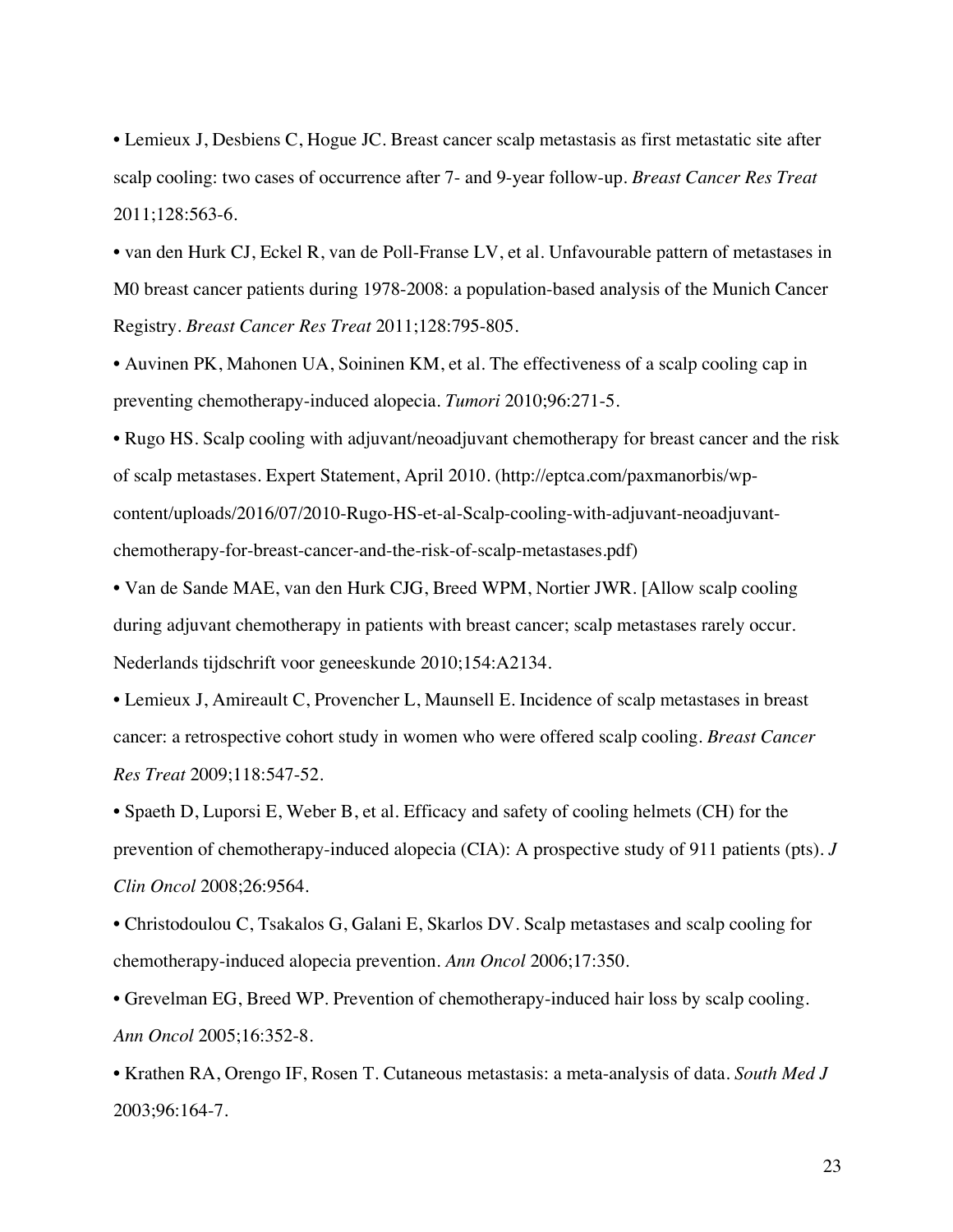- Lemieux J, Desbiens C, Hogue JC. Breast cancer scalp metastasis as first metastatic site after scalp cooling: two cases of occurrence after 7- and 9-year follow-up. *Breast Cancer Res Treat* 2011;128:563-6.
- van den Hurk CJ, Eckel R, van de Poll-Franse LV, et al. Unfavourable pattern of metastases in M0 breast cancer patients during 1978-2008: a population-based analysis of the Munich Cancer Registry. *Breast Cancer Res Treat* 2011;128:795-805.
- Auvinen PK, Mahonen UA, Soininen KM, et al. The effectiveness of a scalp cooling cap in preventing chemotherapy-induced alopecia. *Tumori* 2010;96:271-5.
- Rugo HS. Scalp cooling with adjuvant/neoadjuvant chemotherapy for breast cancer and the risk of scalp metastases. Expert Statement, April 2010. (http://eptca.com/paxmanorbis/wp-content/uploads/2016/07/2010-Rugo-HS-et-al-Scalp-cooling-with-adjuvant-neoadjuvant-chemotherapy-for-breast-cancer-and-the-risk-of-scalp-metastases.pdf)
- Van de Sande MAE, van den Hurk CJG, Breed WPM, Nortier JWR. [Allow scalp cooling during adjuvant chemotherapy in patients with breast cancer; scalp metastases rarely occur. Nederlands tijdschrift voor geneeskunde 2010;154:A2134.
- Lemieux J, Amireault C, Provencher L, Maunsell E. Incidence of scalp metastases in breast cancer: a retrospective cohort study in women who were offered scalp cooling. *Breast Cancer Res Treat* 2009;118:547-52.
- Spaeth D, Luporsi E, Weber B, et al. Efficacy and safety of cooling helmets (CH) for the prevention of chemotherapy-induced alopecia (CIA): A prospective study of 911 patients (pts). *J Clin Oncol* 2008;26:9564.
- Christodoulou C, Tsakalos G, Galani E, Skarlos DV. Scalp metastases and scalp cooling for chemotherapy-induced alopecia prevention. *Ann Oncol* 2006;17:350.
- Grevelman EG, Breed WP. Prevention of chemotherapy-induced hair loss by scalp cooling. *Ann Oncol* 2005;16:352-8.
- Krathen RA, Orengo IF, Rosen T. Cutaneous metastasis: a meta-analysis of data. *South Med J* 2003;96:164-7.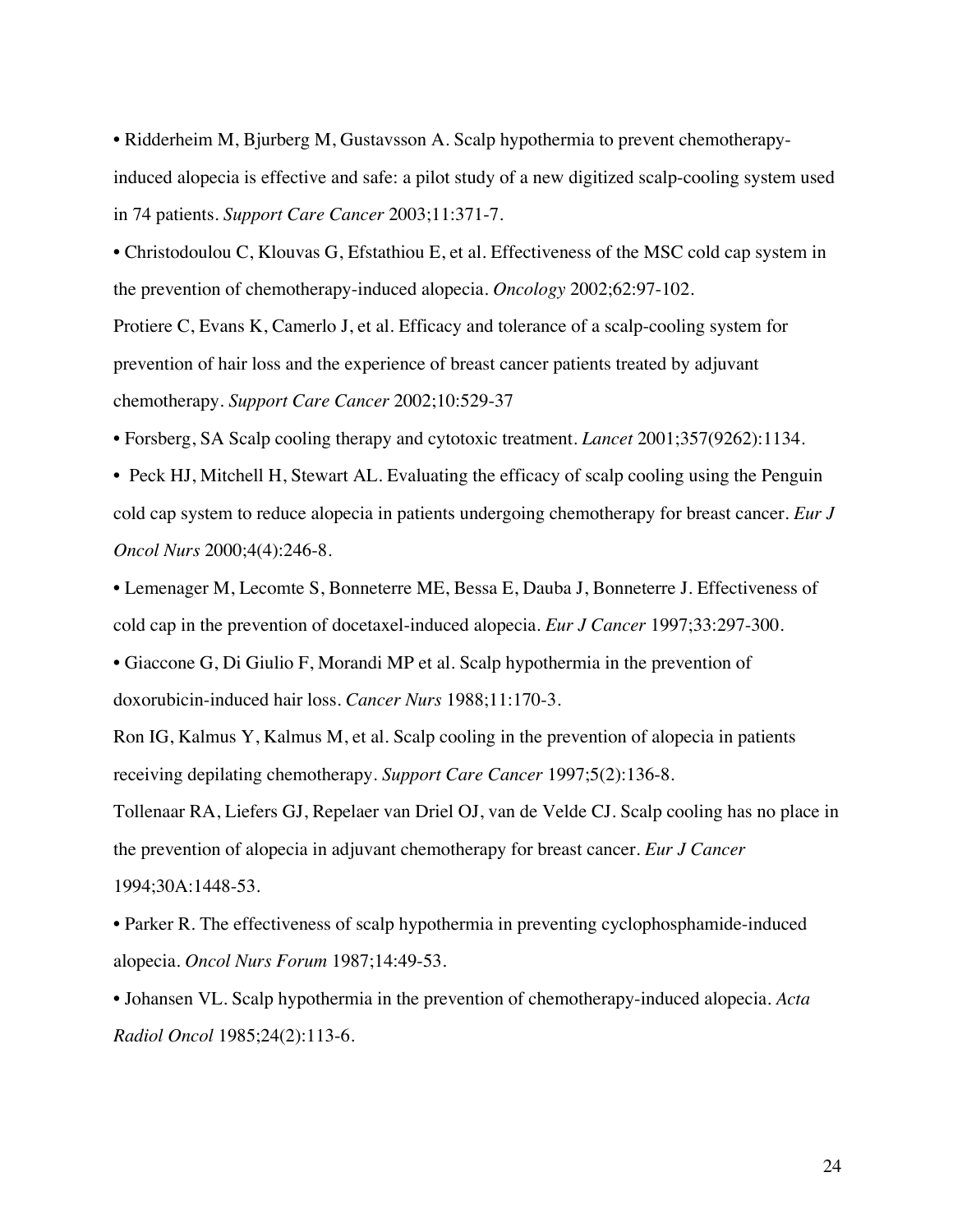• Ridderheim M, Bjurberg M, Gustavsson A. Scalp hypothermia to prevent chemotherapy-induced alopecia is effective and safe: a pilot study of a new digitized scalp-cooling system used in 74 patients. *Support Care Cancer* 2003;11:371-7.

• Christodoulou C, Klouvas G, Efstathiou E, et al. Effectiveness of the MSC cold cap system in the prevention of chemotherapy-induced alopecia. *Oncology* 2002;62:97-102.

Protiere C, Evans K, Camerlo J, et al. Efficacy and tolerance of a scalp-cooling system for prevention of hair loss and the experience of breast cancer patients treated by adjuvant chemotherapy. *Support Care Cancer* 2002;10:529-37

• Forsberg, SA Scalp cooling therapy and cytotoxic treatment. *Lancet* 2001;357(9262):1134.

• Peck HJ, Mitchell H, Stewart AL. Evaluating the efficacy of scalp cooling using the Penguin cold cap system to reduce alopecia in patients undergoing chemotherapy for breast cancer. *Eur J Oncol Nurs* 2000;4(4):246-8.

• Lemenager M, Lecomte S, Bonneterre ME, Bessa E, Dauba J, Bonneterre J. Effectiveness of cold cap in the prevention of docetaxel-induced alopecia. *Eur J Cancer* 1997;33:297-300.

• Giaccone G, Di Giulio F, Morandi MP et al. Scalp hypothermia in the prevention of doxorubicin-induced hair loss. *Cancer Nurs* 1988;11:170-3.

Ron IG, Kalmus Y, Kalmus M, et al. Scalp cooling in the prevention of alopecia in patients receiving depilating chemotherapy. *Support Care Cancer* 1997;5(2):136-8.

Tollenaar RA, Liefers GJ, Repelaer van Driel OJ, van de Velde CJ. Scalp cooling has no place in the prevention of alopecia in adjuvant chemotherapy for breast cancer. *Eur J Cancer* 1994;30A:1448-53.

• Parker R. The effectiveness of scalp hypothermia in preventing cyclophosphamide-induced alopecia. *Oncol Nurs Forum* 1987;14:49-53.

• Johansen VL. Scalp hypothermia in the prevention of chemotherapy-induced alopecia. *Acta Radiol Oncol* 1985;24(2):113-6.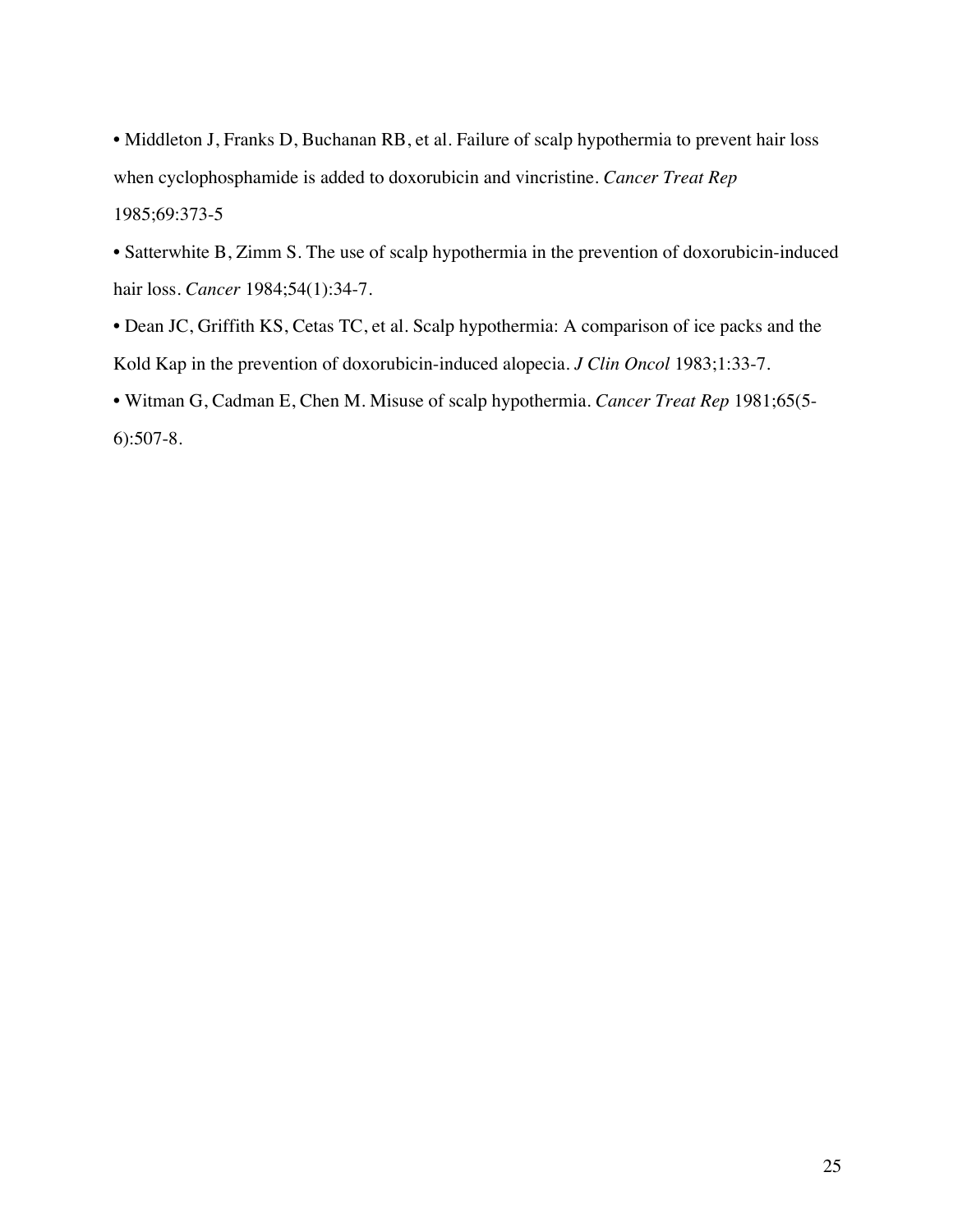- Middleton J, Franks D, Buchanan RB, et al. Failure of scalp hypothermia to prevent hair loss when cyclophosphamide is added to doxorubicin and vincristine. *Cancer Treat Rep* 1985;69:373-5
- Satterwhite B, Zimm S. The use of scalp hypothermia in the prevention of doxorubicin-induced hair loss. *Cancer* 1984;54(1):34-7.
- Dean JC, Griffith KS, Cetas TC, et al. Scalp hypothermia: A comparison of ice packs and the Kold Kap in the prevention of doxorubicin-induced alopecia. *J Clin Oncol* 1983;1:33-7.
- Witman G, Cadman E, Chen M. Misuse of scalp hypothermia. *Cancer Treat Rep* 1981;65(5-6):507-8.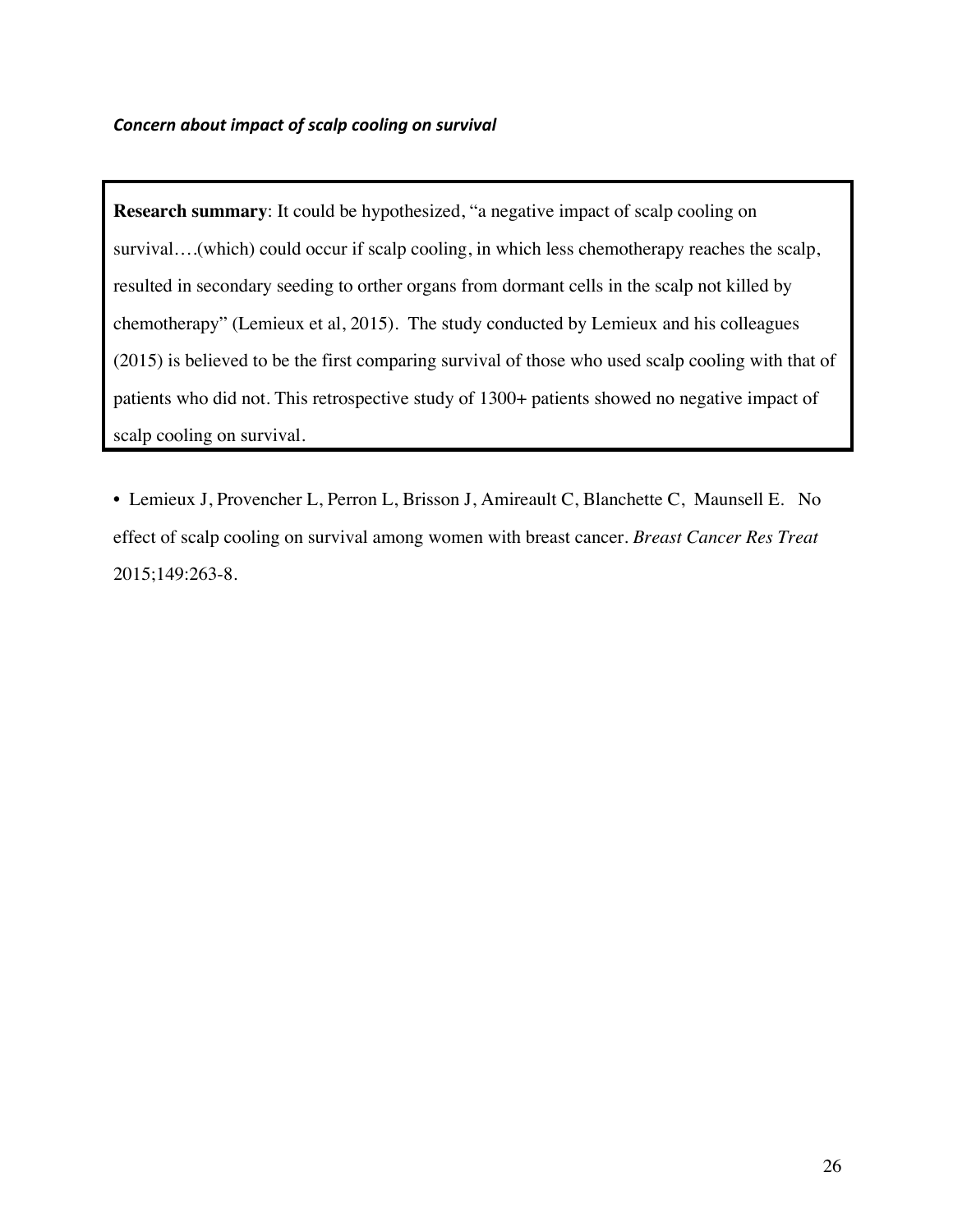***Concern about impact of scalp cooling on survival***

**Research summary**: It could be hypothesized, "a negative impact of scalp cooling on survival….(which) could occur if scalp cooling, in which less chemotherapy reaches the scalp, resulted in secondary seeding to orther organs from dormant cells in the scalp not killed by chemotherapy" (Lemieux et al, 2015). The study conducted by Lemieux and his colleagues (2015) is believed to be the first comparing survival of those who used scalp cooling with that of patients who did not. This retrospective study of 1300+ patients showed no negative impact of scalp cooling on survival.

- Lemieux J, Provencher L, Perron L, Brisson J, Amireault C, Blanchette C, Maunsell E. No effect of scalp cooling on survival among women with breast cancer. *Breast Cancer Res Treat* 2015;149:263-8.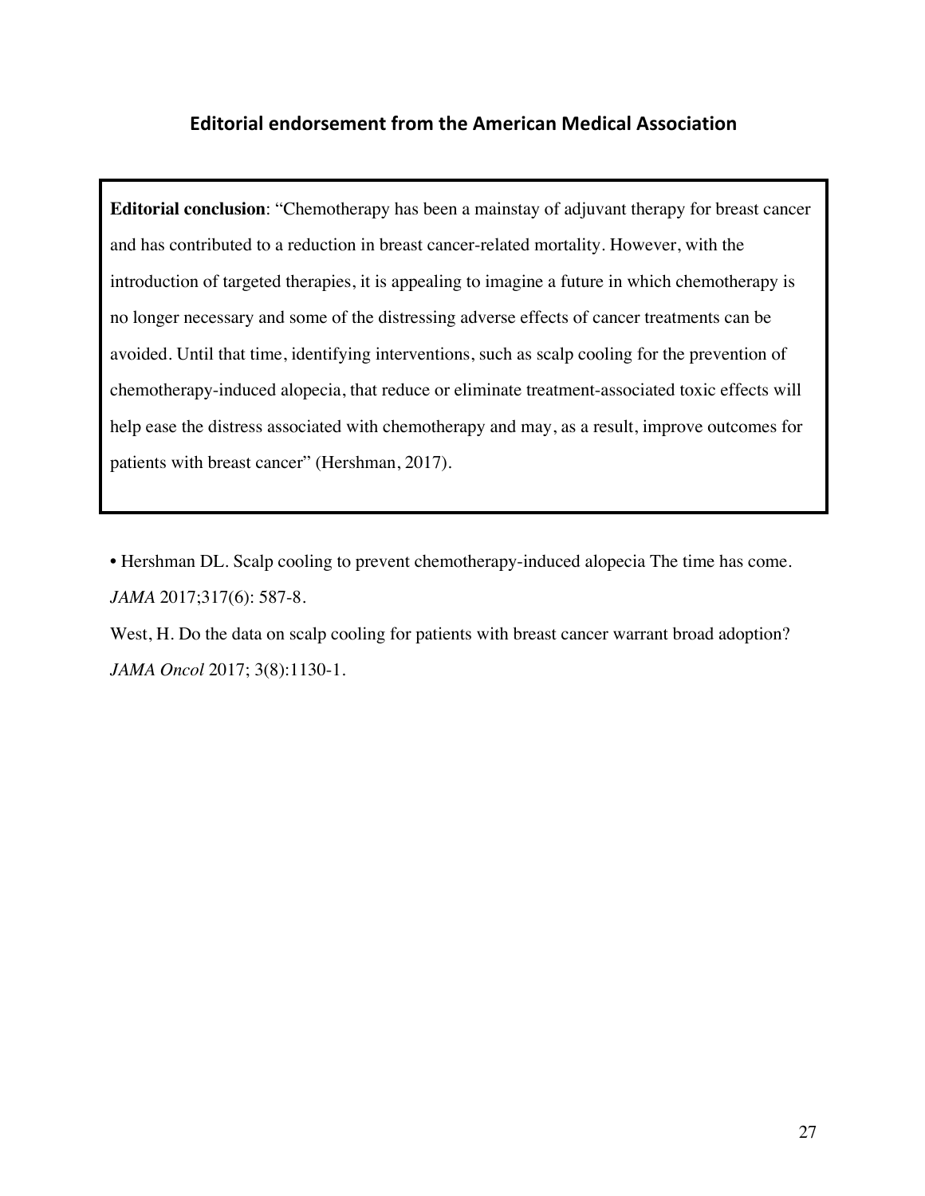## Editorial endorsement from the American Medical Association

**Editorial conclusion**: "Chemotherapy has been a mainstay of adjuvant therapy for breast cancer and has contributed to a reduction in breast cancer-related mortality. However, with the introduction of targeted therapies, it is appealing to imagine a future in which chemotherapy is no longer necessary and some of the distressing adverse effects of cancer treatments can be avoided. Until that time, identifying interventions, such as scalp cooling for the prevention of chemotherapy-induced alopecia, that reduce or eliminate treatment-associated toxic effects will help ease the distress associated with chemotherapy and may, as a result, improve outcomes for patients with breast cancer" (Hershman, 2017).

• Hershman DL. Scalp cooling to prevent chemotherapy-induced alopecia The time has come. *JAMA* 2017;317(6): 587-8.

West, H. Do the data on scalp cooling for patients with breast cancer warrant broad adoption? *JAMA Oncol* 2017; 3(8):1130-1.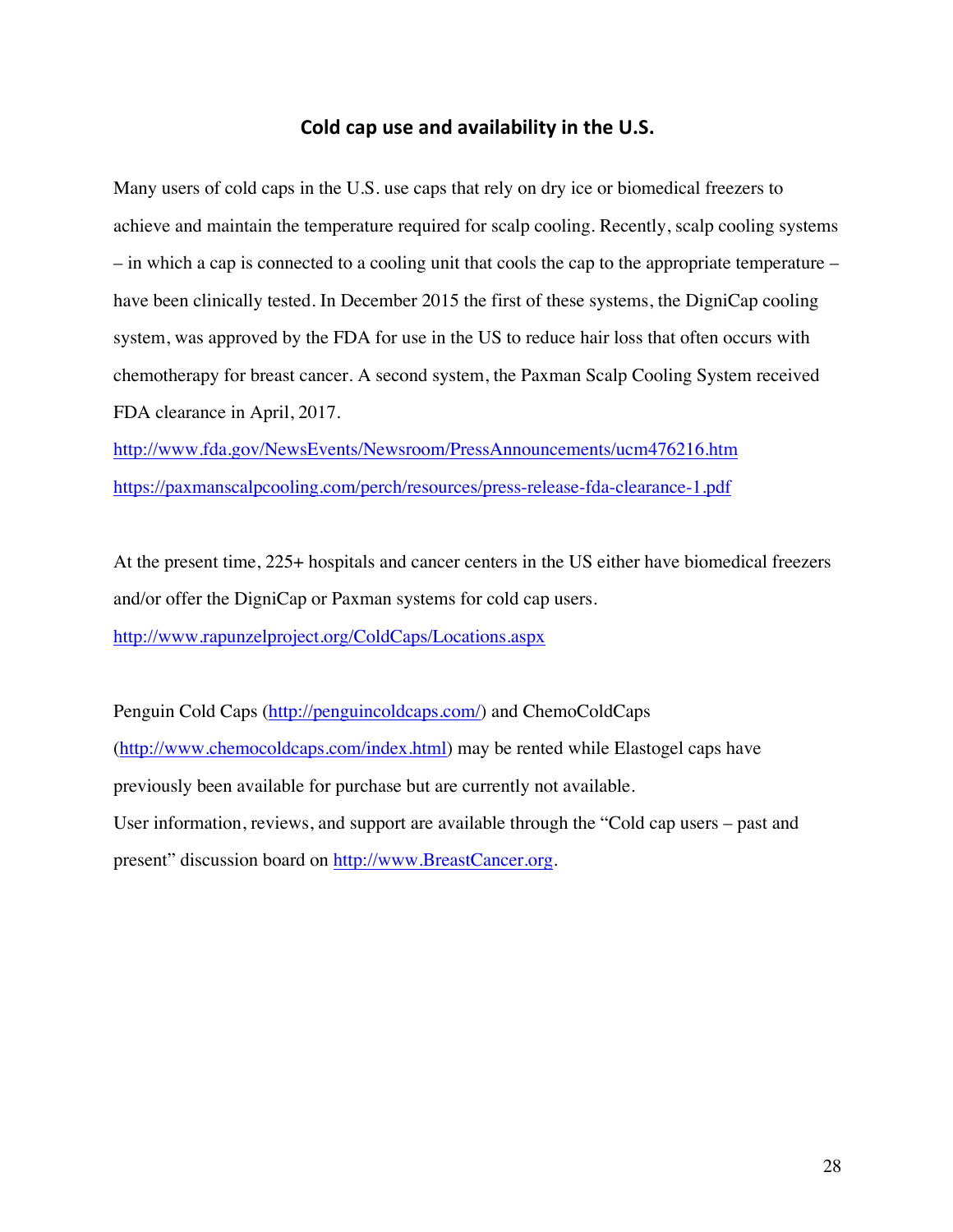## Cold cap use and availability in the U.S.

Many users of cold caps in the U.S. use caps that rely on dry ice or biomedical freezers to achieve and maintain the temperature required for scalp cooling. Recently, scalp cooling systems – in which a cap is connected to a cooling unit that cools the cap to the appropriate temperature – have been clinically tested. In December 2015 the first of these systems, the DigniCap cooling system, was approved by the FDA for use in the US to reduce hair loss that often occurs with chemotherapy for breast cancer. A second system, the Paxman Scalp Cooling System received FDA clearance in April, 2017.

http://www.fda.gov/NewsEvents/Newsroom/PressAnnouncements/ucm476216.htm
https://paxmanscalpcooling.com/perch/resources/press-release-fda-clearance-1.pdf

At the present time, 225+ hospitals and cancer centers in the US either have biomedical freezers and/or offer the DigniCap or Paxman systems for cold cap users.
http://www.rapunzelproject.org/ColdCaps/Locations.aspx

Penguin Cold Caps (http://penguincoldcaps.com/) and ChemoColdCaps (http://www.chemocoldcaps.com/index.html) may be rented while Elastogel caps have previously been available for purchase but are currently not available.
User information, reviews, and support are available through the "Cold cap users – past and present" discussion board on http://www.BreastCancer.org.